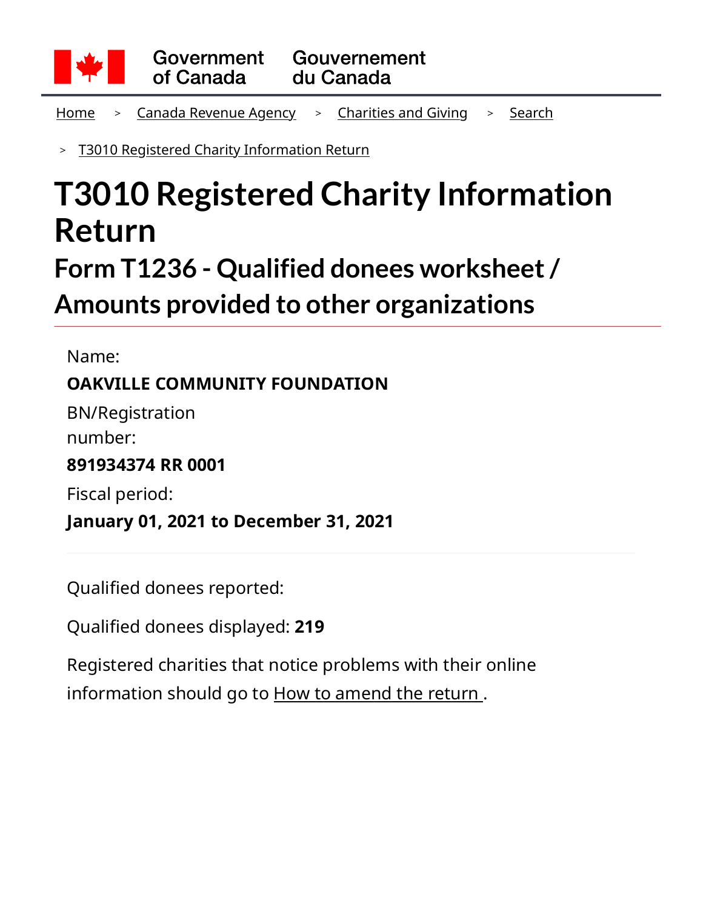Government of Canada / Gouvernement du Canada

Home > Canada Revenue Agency > Charities and Giving > Search

> T3010 Registered Charity Information Return

# T3010 Registered Charity Information Return

## Form T1236 - Qualified donees worksheet / Amounts provided to other organizations

Name:

**OAKVILLE COMMUNITY FOUNDATION**

BN/Registration number:

**891934374 RR 0001**

Fiscal period:

**January 01, 2021 to December 31, 2021**

---

Qualified donees reported:

Qualified donees displayed: **219**

Registered charities that notice problems with their online information should go to How to amend the return .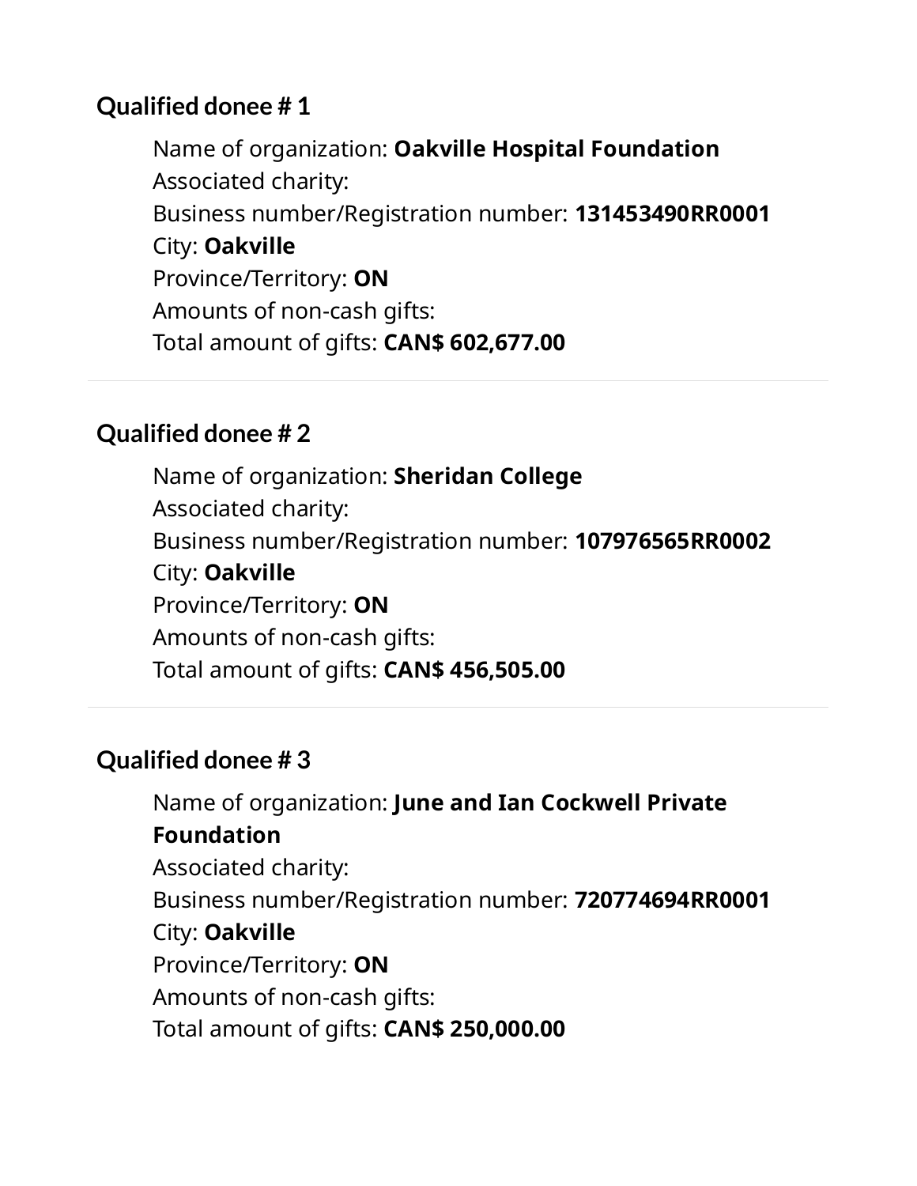### Qualified donee # 1

Name of organization: **Oakville Hospital Foundation**
Associated charity:
Business number/Registration number: **131453490RR0001**
City: **Oakville**
Province/Territory: **ON**
Amounts of non-cash gifts:
Total amount of gifts: **CAN$ 602,677.00**

---

### Qualified donee # 2

Name of organization: **Sheridan College**
Associated charity:
Business number/Registration number: **107976565RR0002**
City: **Oakville**
Province/Territory: **ON**
Amounts of non-cash gifts:
Total amount of gifts: **CAN$ 456,505.00**

---

### Qualified donee # 3

Name of organization: **June and Ian Cockwell Private Foundation**
Associated charity:
Business number/Registration number: **720774694RR0001**
City: **Oakville**
Province/Territory: **ON**
Amounts of non-cash gifts:
Total amount of gifts: **CAN$ 250,000.00**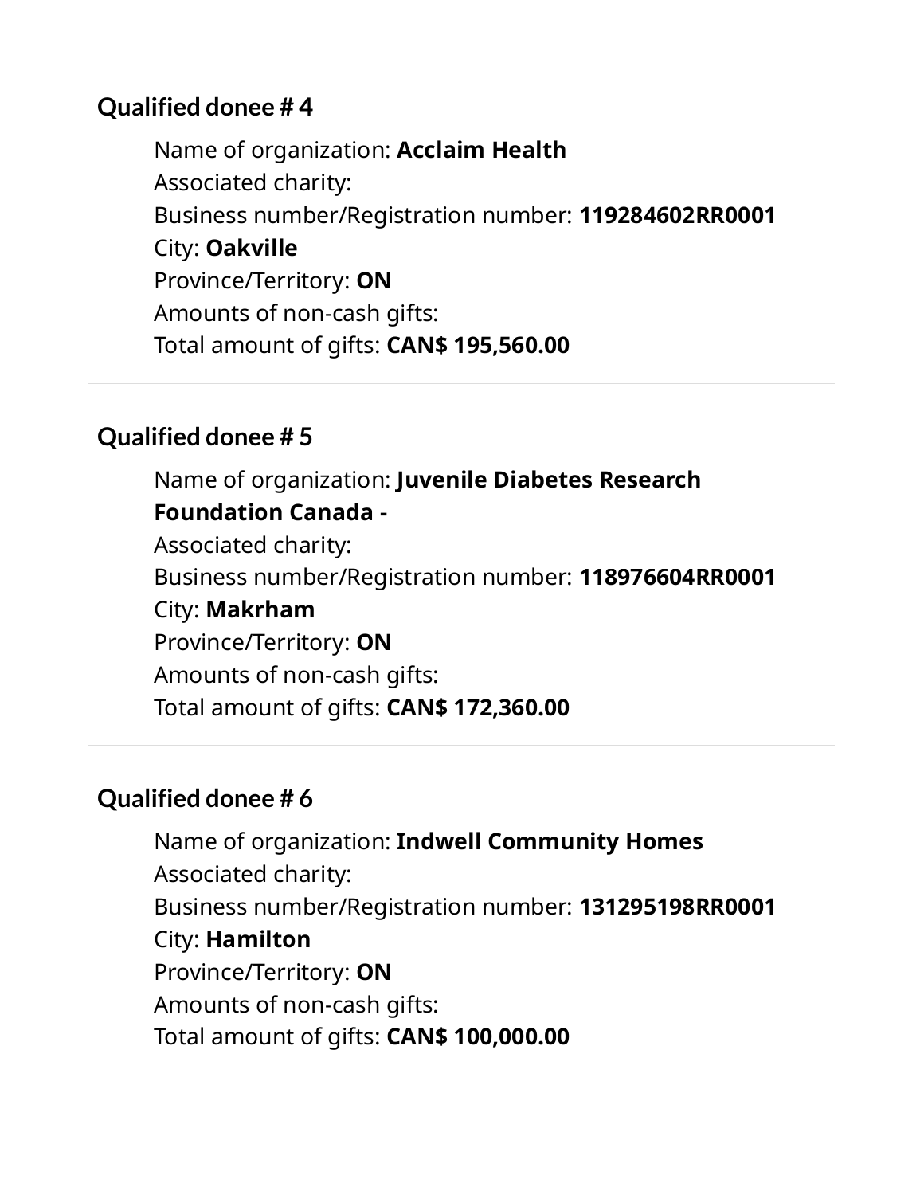### Qualified donee # 4

Name of organization: **Acclaim Health**
Associated charity:
Business number/Registration number: **119284602RR0001**
City: **Oakville**
Province/Territory: **ON**
Amounts of non-cash gifts:
Total amount of gifts: **CAN$ 195,560.00**

---

### Qualified donee # 5

Name of organization: **Juvenile Diabetes Research Foundation Canada -**
Associated charity:
Business number/Registration number: **118976604RR0001**
City: **Makrham**
Province/Territory: **ON**
Amounts of non-cash gifts:
Total amount of gifts: **CAN$ 172,360.00**

---

### Qualified donee # 6

Name of organization: **Indwell Community Homes**
Associated charity:
Business number/Registration number: **131295198RR0001**
City: **Hamilton**
Province/Territory: **ON**
Amounts of non-cash gifts:
Total amount of gifts: **CAN$ 100,000.00**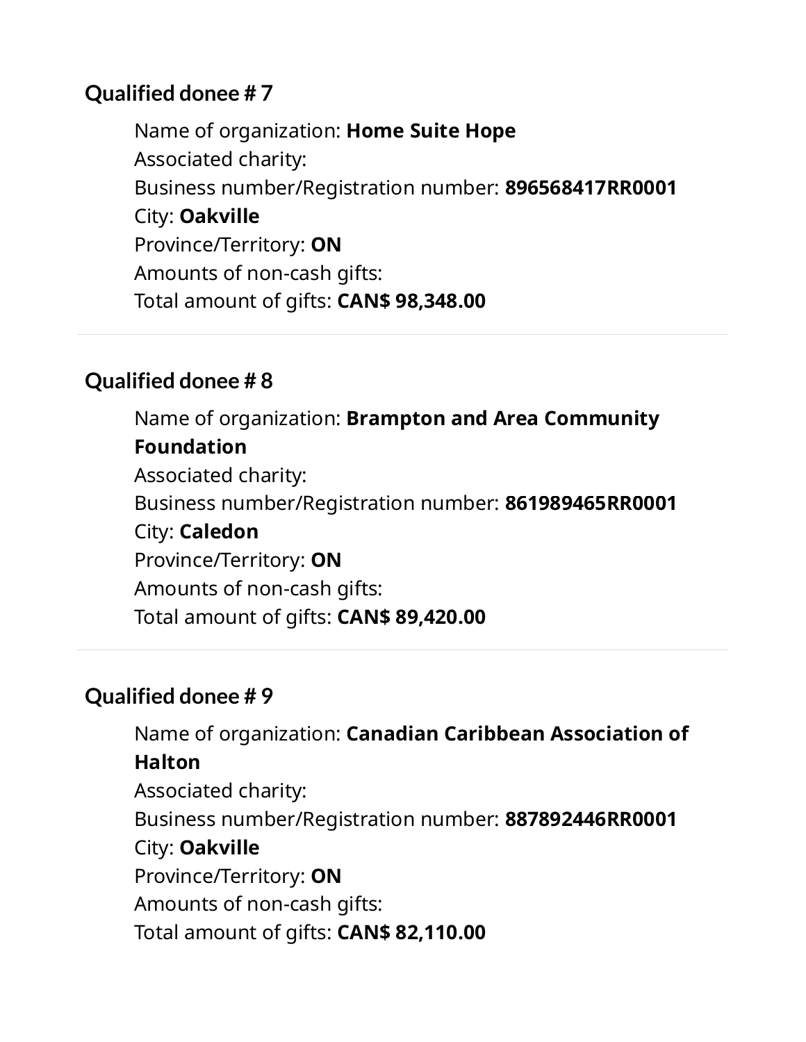### Qualified donee # 7

Name of organization: **Home Suite Hope**
Associated charity:
Business number/Registration number: **896568417RR0001**
City: **Oakville**
Province/Territory: **ON**
Amounts of non-cash gifts:
Total amount of gifts: **CAN$ 98,348.00**

---

### Qualified donee # 8

Name of organization: **Brampton and Area Community Foundation**
Associated charity:
Business number/Registration number: **861989465RR0001**
City: **Caledon**
Province/Territory: **ON**
Amounts of non-cash gifts:
Total amount of gifts: **CAN$ 89,420.00**

---

### Qualified donee # 9

Name of organization: **Canadian Caribbean Association of Halton**
Associated charity:
Business number/Registration number: **887892446RR0001**
City: **Oakville**
Province/Territory: **ON**
Amounts of non-cash gifts:
Total amount of gifts: **CAN$ 82,110.00**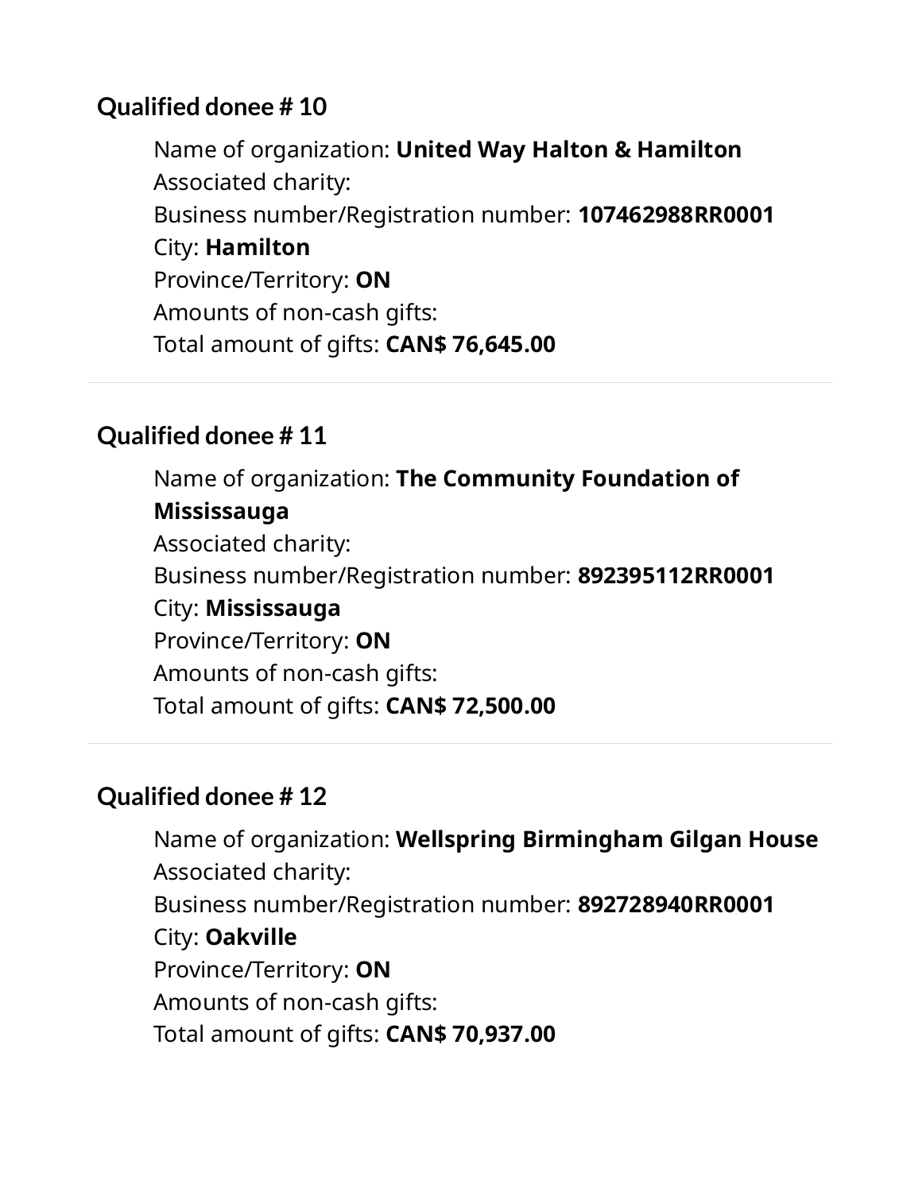### Qualified donee # 10

Name of organization: **United Way Halton & Hamilton**
Associated charity:
Business number/Registration number: **107462988RR0001**
City: **Hamilton**
Province/Territory: **ON**
Amounts of non-cash gifts:
Total amount of gifts: **CAN$ 76,645.00**

---

### Qualified donee # 11

Name of organization: **The Community Foundation of Mississauga**
Associated charity:
Business number/Registration number: **892395112RR0001**
City: **Mississauga**
Province/Territory: **ON**
Amounts of non-cash gifts:
Total amount of gifts: **CAN$ 72,500.00**

---

### Qualified donee # 12

Name of organization: **Wellspring Birmingham Gilgan House**
Associated charity:
Business number/Registration number: **892728940RR0001**
City: **Oakville**
Province/Territory: **ON**
Amounts of non-cash gifts:
Total amount of gifts: **CAN$ 70,937.00**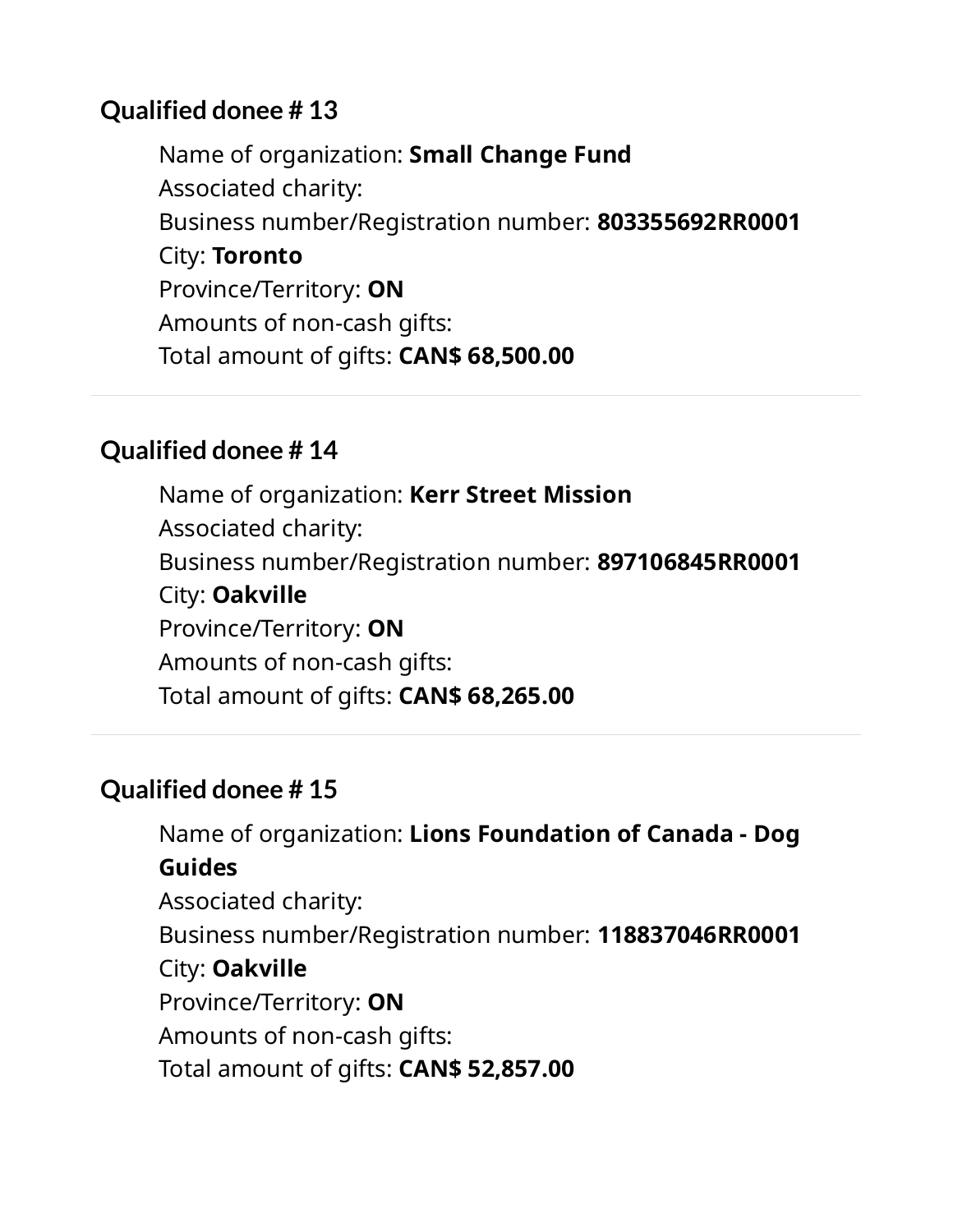### Qualified donee # 13

Name of organization: **Small Change Fund**
Associated charity:
Business number/Registration number: **803355692RR0001**
City: **Toronto**
Province/Territory: **ON**
Amounts of non-cash gifts:
Total amount of gifts: **CAN$ 68,500.00**

---

### Qualified donee # 14

Name of organization: **Kerr Street Mission**
Associated charity:
Business number/Registration number: **897106845RR0001**
City: **Oakville**
Province/Territory: **ON**
Amounts of non-cash gifts:
Total amount of gifts: **CAN$ 68,265.00**

---

### Qualified donee # 15

Name of organization: **Lions Foundation of Canada - Dog Guides**
Associated charity:
Business number/Registration number: **118837046RR0001**
City: **Oakville**
Province/Territory: **ON**
Amounts of non-cash gifts:
Total amount of gifts: **CAN$ 52,857.00**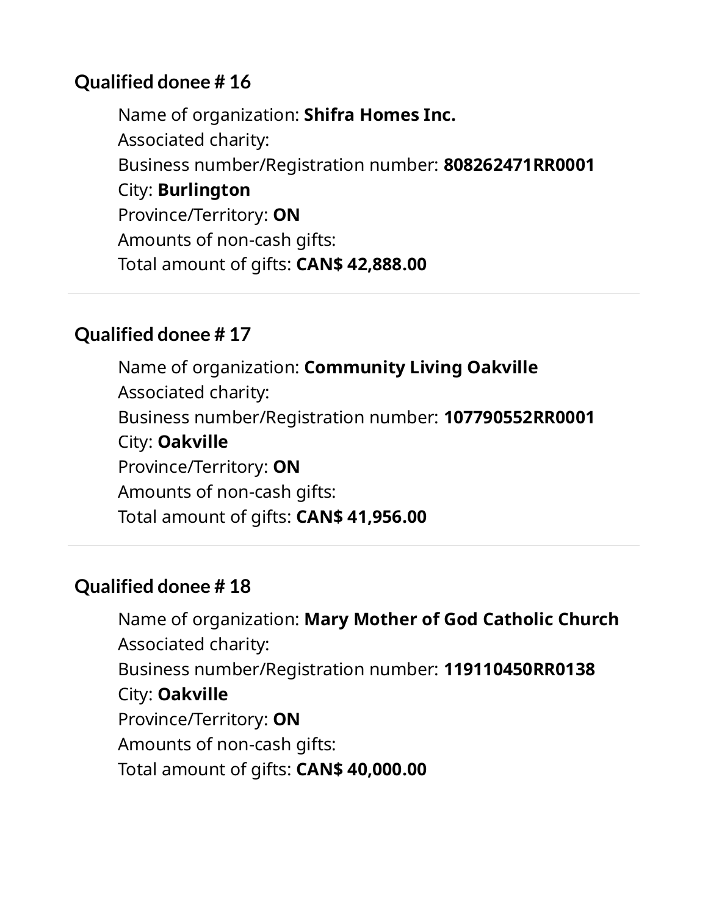### Qualified donee # 16

Name of organization: **Shifra Homes Inc.**
Associated charity:
Business number/Registration number: **808262471RR0001**
City: **Burlington**
Province/Territory: **ON**
Amounts of non-cash gifts:
Total amount of gifts: **CAN$ 42,888.00**

---

### Qualified donee # 17

Name of organization: **Community Living Oakville**
Associated charity:
Business number/Registration number: **107790552RR0001**
City: **Oakville**
Province/Territory: **ON**
Amounts of non-cash gifts:
Total amount of gifts: **CAN$ 41,956.00**

---

### Qualified donee # 18

Name of organization: **Mary Mother of God Catholic Church**
Associated charity:
Business number/Registration number: **119110450RR0138**
City: **Oakville**
Province/Territory: **ON**
Amounts of non-cash gifts:
Total amount of gifts: **CAN$ 40,000.00**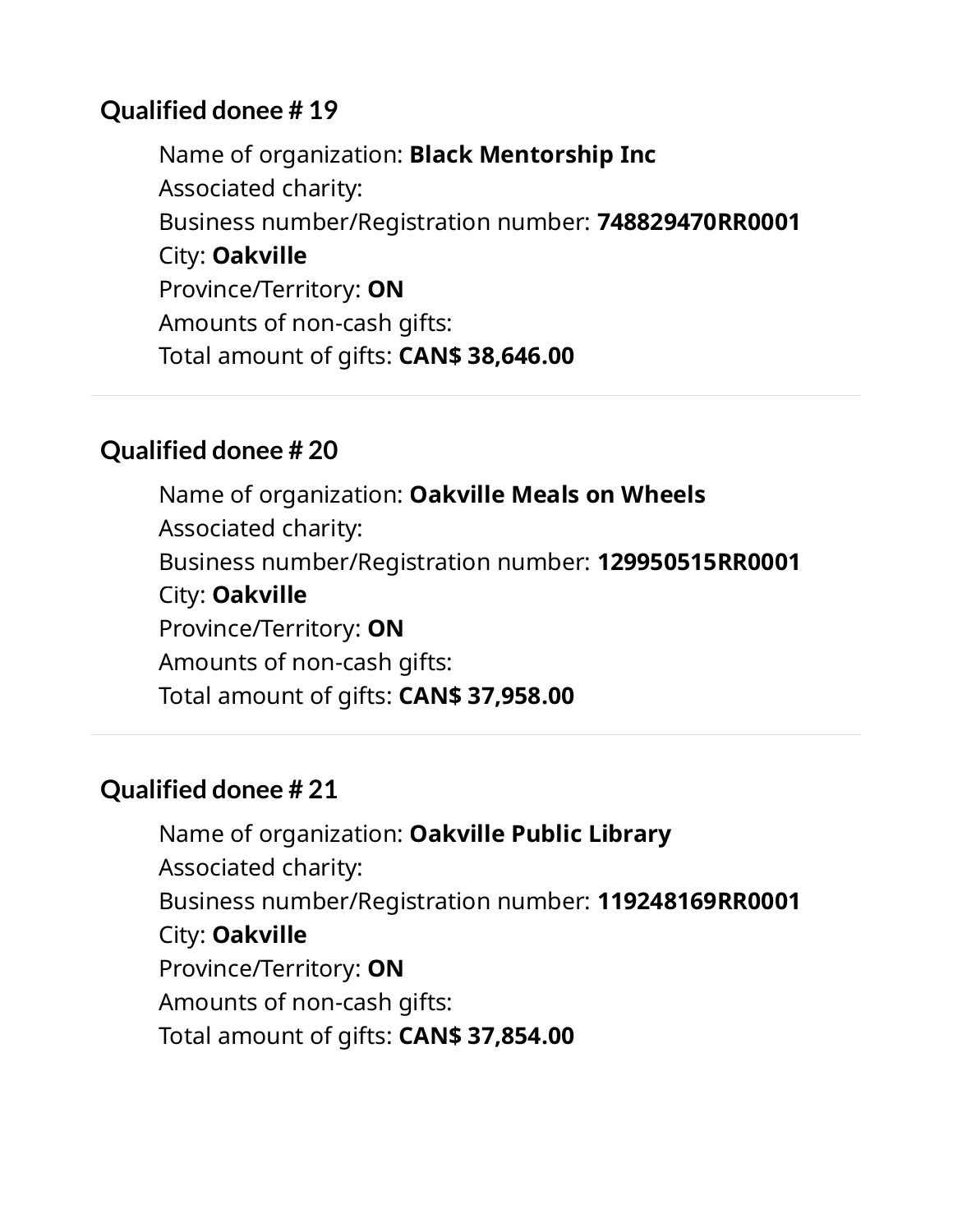### Qualified donee # 19

Name of organization: **Black Mentorship Inc**
Associated charity:
Business number/Registration number: **748829470RR0001**
City: **Oakville**
Province/Territory: **ON**
Amounts of non-cash gifts:
Total amount of gifts: **CAN$ 38,646.00**

---

### Qualified donee # 20

Name of organization: **Oakville Meals on Wheels**
Associated charity:
Business number/Registration number: **129950515RR0001**
City: **Oakville**
Province/Territory: **ON**
Amounts of non-cash gifts:
Total amount of gifts: **CAN$ 37,958.00**

---

### Qualified donee # 21

Name of organization: **Oakville Public Library**
Associated charity:
Business number/Registration number: **119248169RR0001**
City: **Oakville**
Province/Territory: **ON**
Amounts of non-cash gifts:
Total amount of gifts: **CAN$ 37,854.00**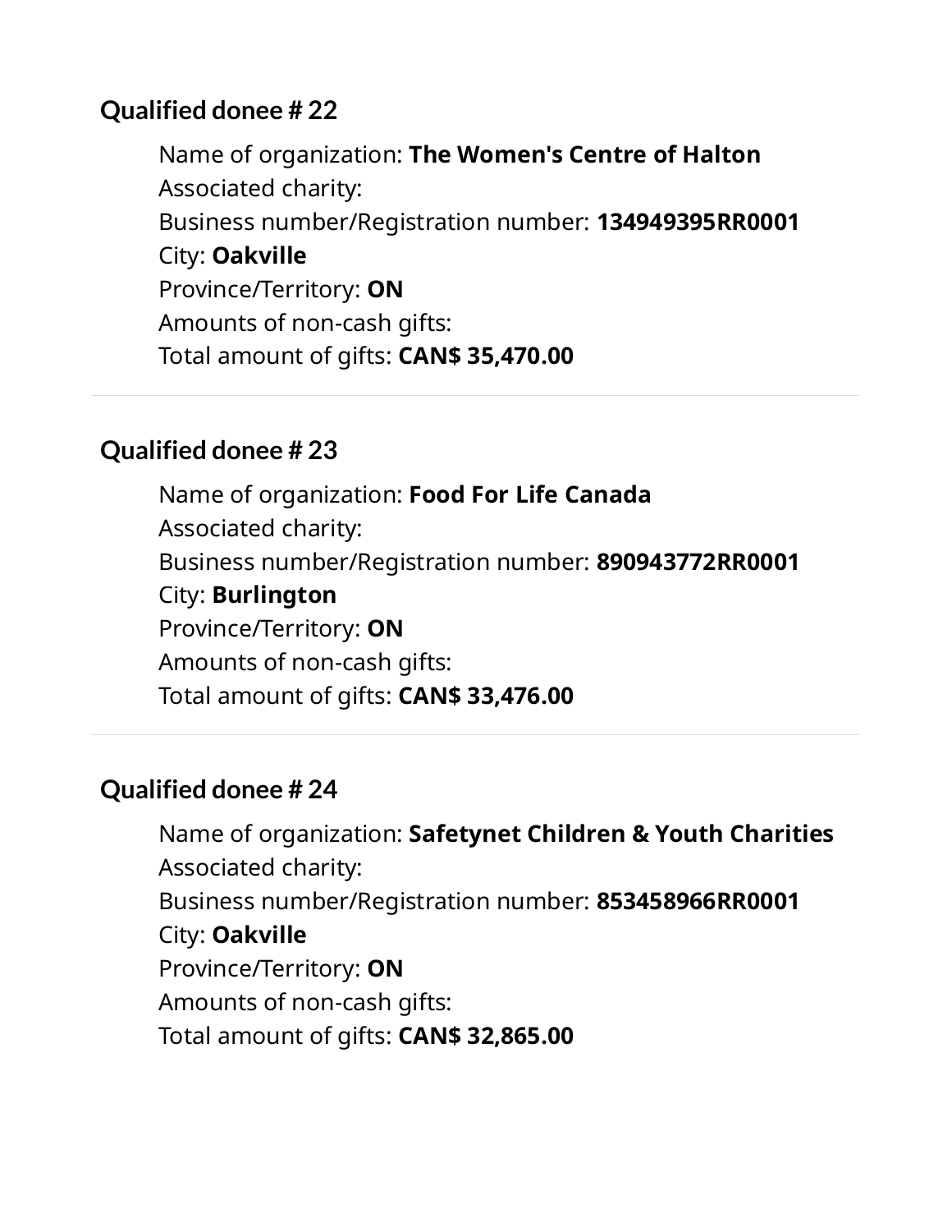### Qualified donee # 22

Name of organization: **The Women's Centre of Halton**
Associated charity:
Business number/Registration number: **134949395RR0001**
City: **Oakville**
Province/Territory: **ON**
Amounts of non-cash gifts:
Total amount of gifts: **CAN$ 35,470.00**

---

### Qualified donee # 23

Name of organization: **Food For Life Canada**
Associated charity:
Business number/Registration number: **890943772RR0001**
City: **Burlington**
Province/Territory: **ON**
Amounts of non-cash gifts:
Total amount of gifts: **CAN$ 33,476.00**

---

### Qualified donee # 24

Name of organization: **Safetynet Children & Youth Charities**
Associated charity:
Business number/Registration number: **853458966RR0001**
City: **Oakville**
Province/Territory: **ON**
Amounts of non-cash gifts:
Total amount of gifts: **CAN$ 32,865.00**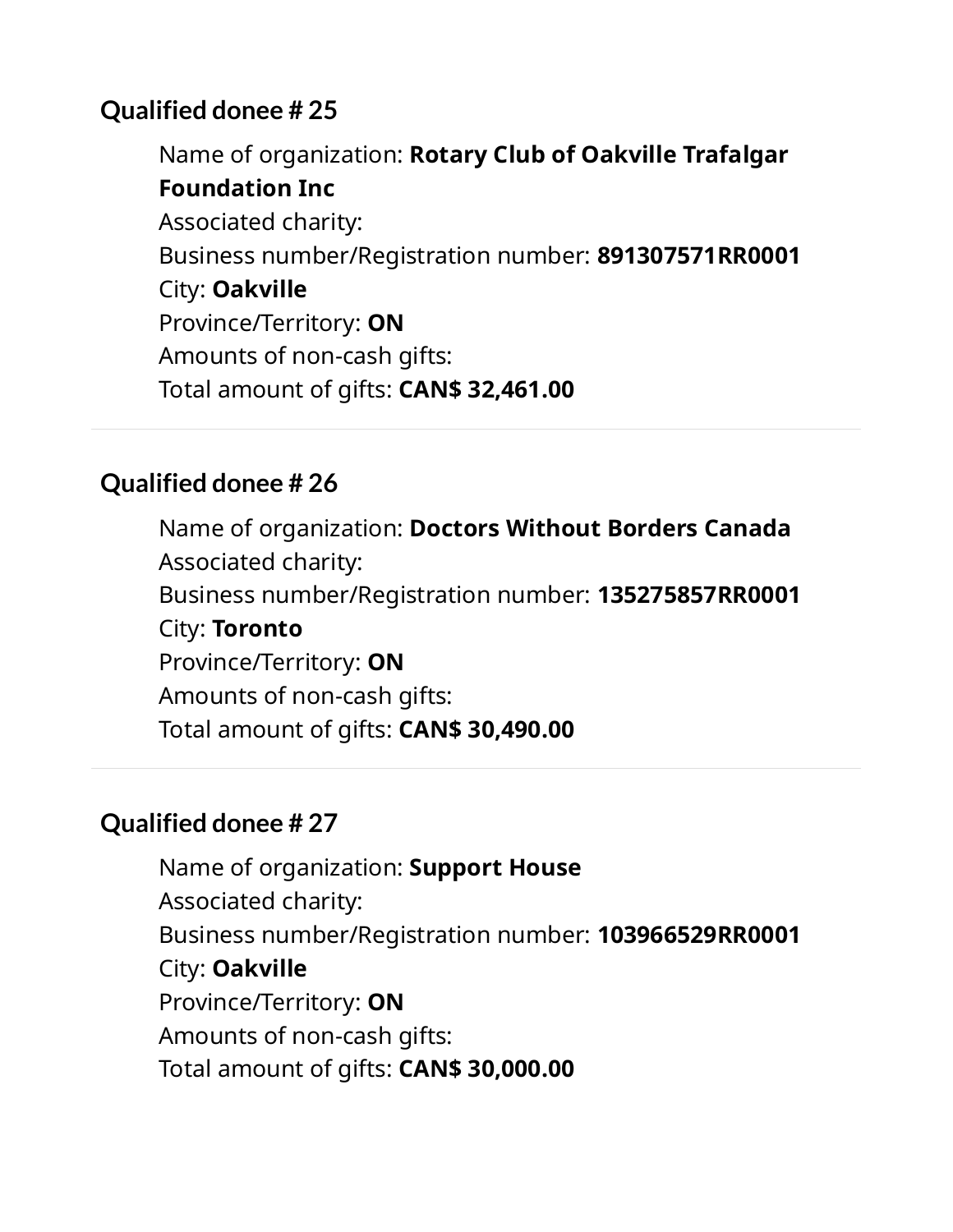### Qualified donee # 25

Name of organization: **Rotary Club of Oakville Trafalgar Foundation Inc**
Associated charity:
Business number/Registration number: **891307571RR0001**
City: **Oakville**
Province/Territory: **ON**
Amounts of non-cash gifts:
Total amount of gifts: **CAN$ 32,461.00**

---

### Qualified donee # 26

Name of organization: **Doctors Without Borders Canada**
Associated charity:
Business number/Registration number: **135275857RR0001**
City: **Toronto**
Province/Territory: **ON**
Amounts of non-cash gifts:
Total amount of gifts: **CAN$ 30,490.00**

---

### Qualified donee # 27

Name of organization: **Support House**
Associated charity:
Business number/Registration number: **103966529RR0001**
City: **Oakville**
Province/Territory: **ON**
Amounts of non-cash gifts:
Total amount of gifts: **CAN$ 30,000.00**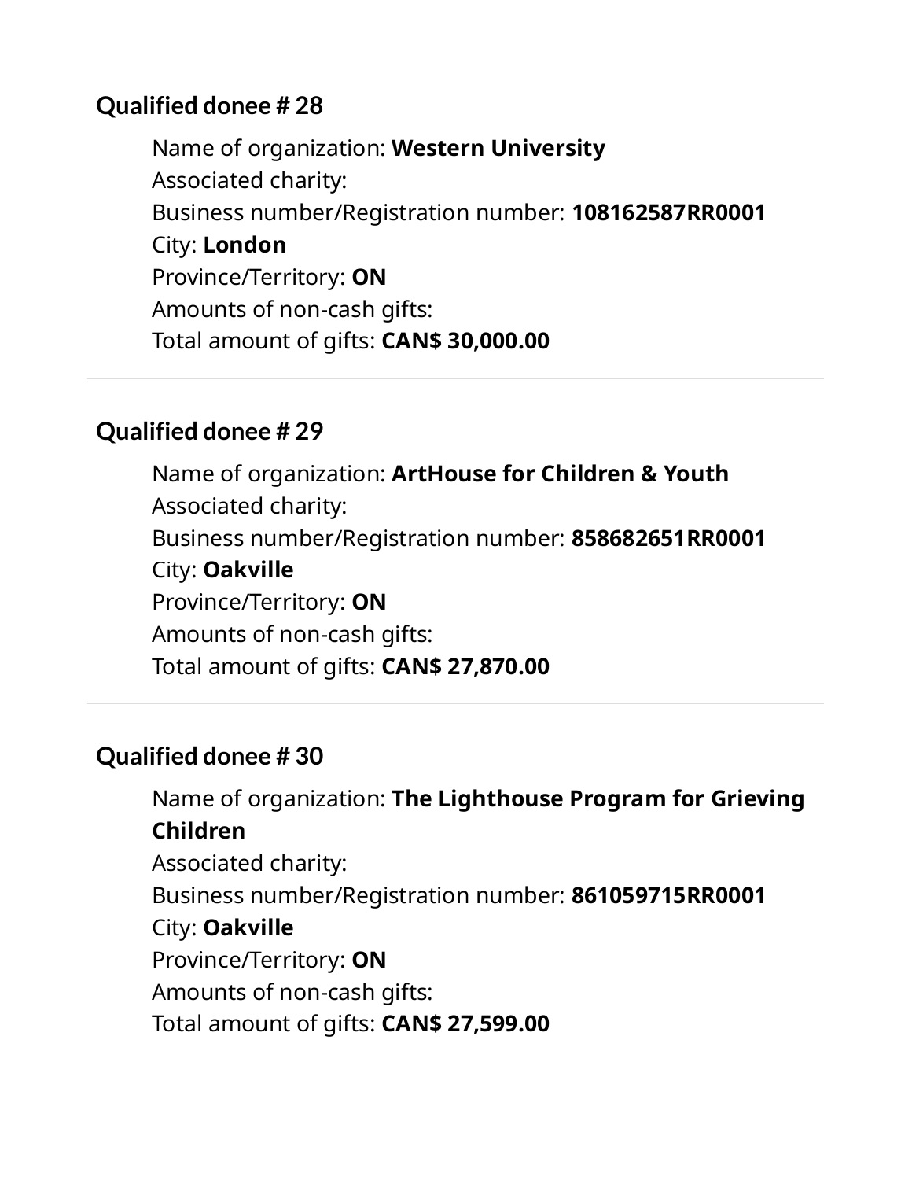### Qualified donee # 28

Name of organization: **Western University**
Associated charity:
Business number/Registration number: **108162587RR0001**
City: **London**
Province/Territory: **ON**
Amounts of non-cash gifts:
Total amount of gifts: **CAN$ 30,000.00**

---

### Qualified donee # 29

Name of organization: **ArtHouse for Children & Youth**
Associated charity:
Business number/Registration number: **858682651RR0001**
City: **Oakville**
Province/Territory: **ON**
Amounts of non-cash gifts:
Total amount of gifts: **CAN$ 27,870.00**

---

### Qualified donee # 30

Name of organization: **The Lighthouse Program for Grieving Children**
Associated charity:
Business number/Registration number: **861059715RR0001**
City: **Oakville**
Province/Territory: **ON**
Amounts of non-cash gifts:
Total amount of gifts: **CAN$ 27,599.00**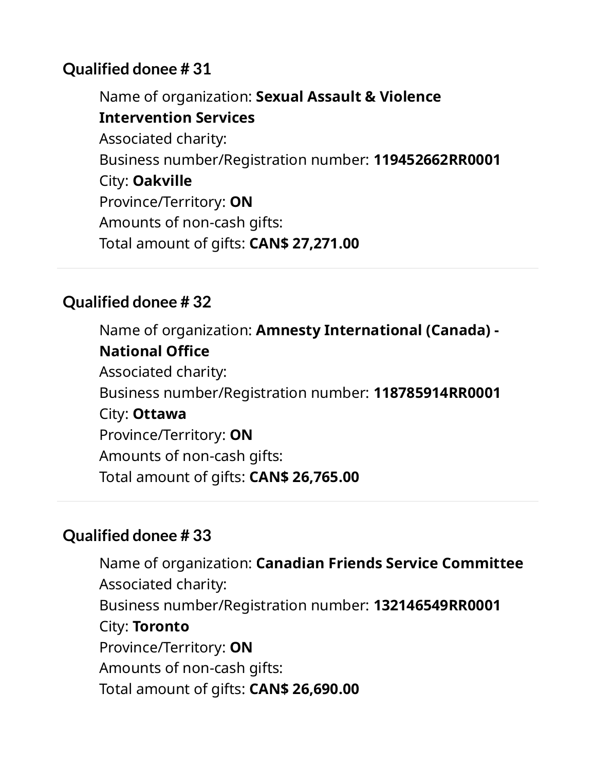### Qualified donee # 31

Name of organization: **Sexual Assault & Violence Intervention Services**
Associated charity:
Business number/Registration number: **119452662RR0001**
City: **Oakville**
Province/Territory: **ON**
Amounts of non-cash gifts:
Total amount of gifts: **CAN$ 27,271.00**

---

### Qualified donee # 32

Name of organization: **Amnesty International (Canada) - National Office**
Associated charity:
Business number/Registration number: **118785914RR0001**
City: **Ottawa**
Province/Territory: **ON**
Amounts of non-cash gifts:
Total amount of gifts: **CAN$ 26,765.00**

---

### Qualified donee # 33

Name of organization: **Canadian Friends Service Committee**
Associated charity:
Business number/Registration number: **132146549RR0001**
City: **Toronto**
Province/Territory: **ON**
Amounts of non-cash gifts:
Total amount of gifts: **CAN$ 26,690.00**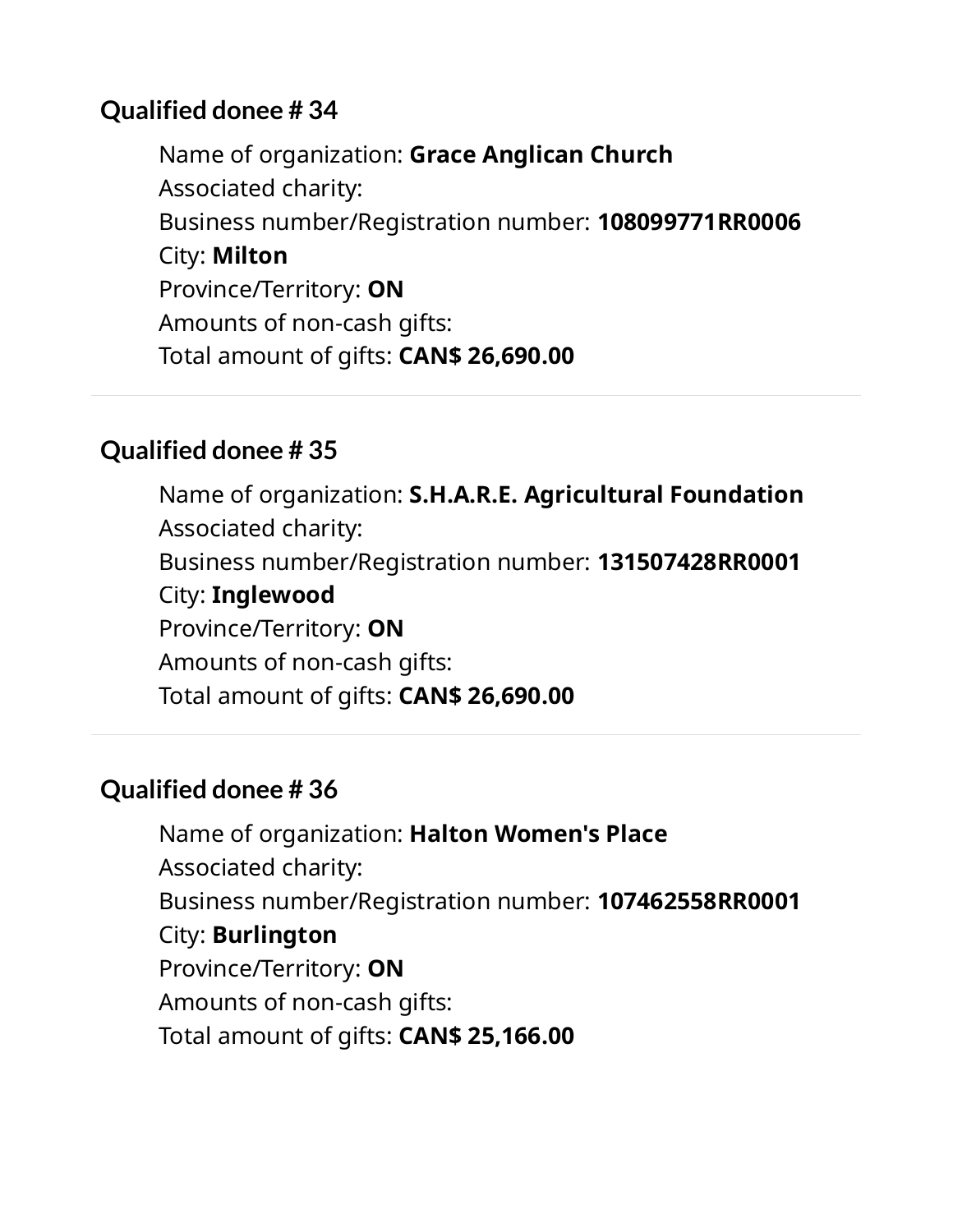### Qualified donee # 34

Name of organization: **Grace Anglican Church**
Associated charity:
Business number/Registration number: **108099771RR0006**
City: **Milton**
Province/Territory: **ON**
Amounts of non-cash gifts:
Total amount of gifts: **CAN$ 26,690.00**

---

### Qualified donee # 35

Name of organization: **S.H.A.R.E. Agricultural Foundation**
Associated charity:
Business number/Registration number: **131507428RR0001**
City: **Inglewood**
Province/Territory: **ON**
Amounts of non-cash gifts:
Total amount of gifts: **CAN$ 26,690.00**

---

### Qualified donee # 36

Name of organization: **Halton Women's Place**
Associated charity:
Business number/Registration number: **107462558RR0001**
City: **Burlington**
Province/Territory: **ON**
Amounts of non-cash gifts:
Total amount of gifts: **CAN$ 25,166.00**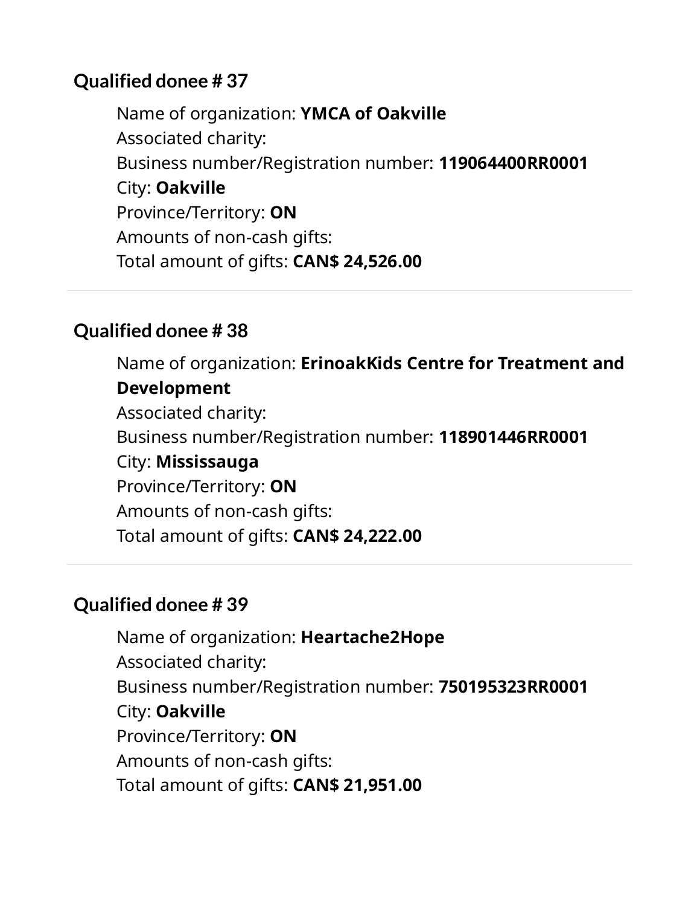### Qualified donee # 37

Name of organization: **YMCA of Oakville**
Associated charity:
Business number/Registration number: **119064400RR0001**
City: **Oakville**
Province/Territory: **ON**
Amounts of non-cash gifts:
Total amount of gifts: **CAN$ 24,526.00**

---

### Qualified donee # 38

Name of organization: **ErinoakKids Centre for Treatment and Development**
Associated charity:
Business number/Registration number: **118901446RR0001**
City: **Mississauga**
Province/Territory: **ON**
Amounts of non-cash gifts:
Total amount of gifts: **CAN$ 24,222.00**

---

### Qualified donee # 39

Name of organization: **Heartache2Hope**
Associated charity:
Business number/Registration number: **750195323RR0001**
City: **Oakville**
Province/Territory: **ON**
Amounts of non-cash gifts:
Total amount of gifts: **CAN$ 21,951.00**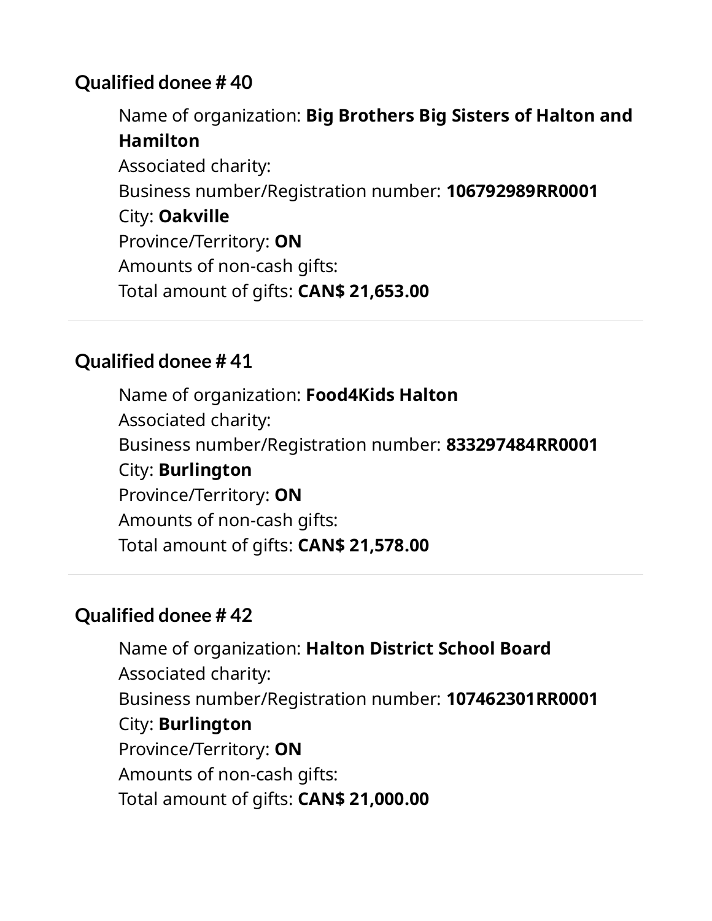### Qualified donee # 40

Name of organization: **Big Brothers Big Sisters of Halton and Hamilton**
Associated charity:
Business number/Registration number: **106792989RR0001**
City: **Oakville**
Province/Territory: **ON**
Amounts of non-cash gifts:
Total amount of gifts: **CAN$ 21,653.00**

---

### Qualified donee # 41

Name of organization: **Food4Kids Halton**
Associated charity:
Business number/Registration number: **833297484RR0001**
City: **Burlington**
Province/Territory: **ON**
Amounts of non-cash gifts:
Total amount of gifts: **CAN$ 21,578.00**

---

### Qualified donee # 42

Name of organization: **Halton District School Board**
Associated charity:
Business number/Registration number: **107462301RR0001**
City: **Burlington**
Province/Territory: **ON**
Amounts of non-cash gifts:
Total amount of gifts: **CAN$ 21,000.00**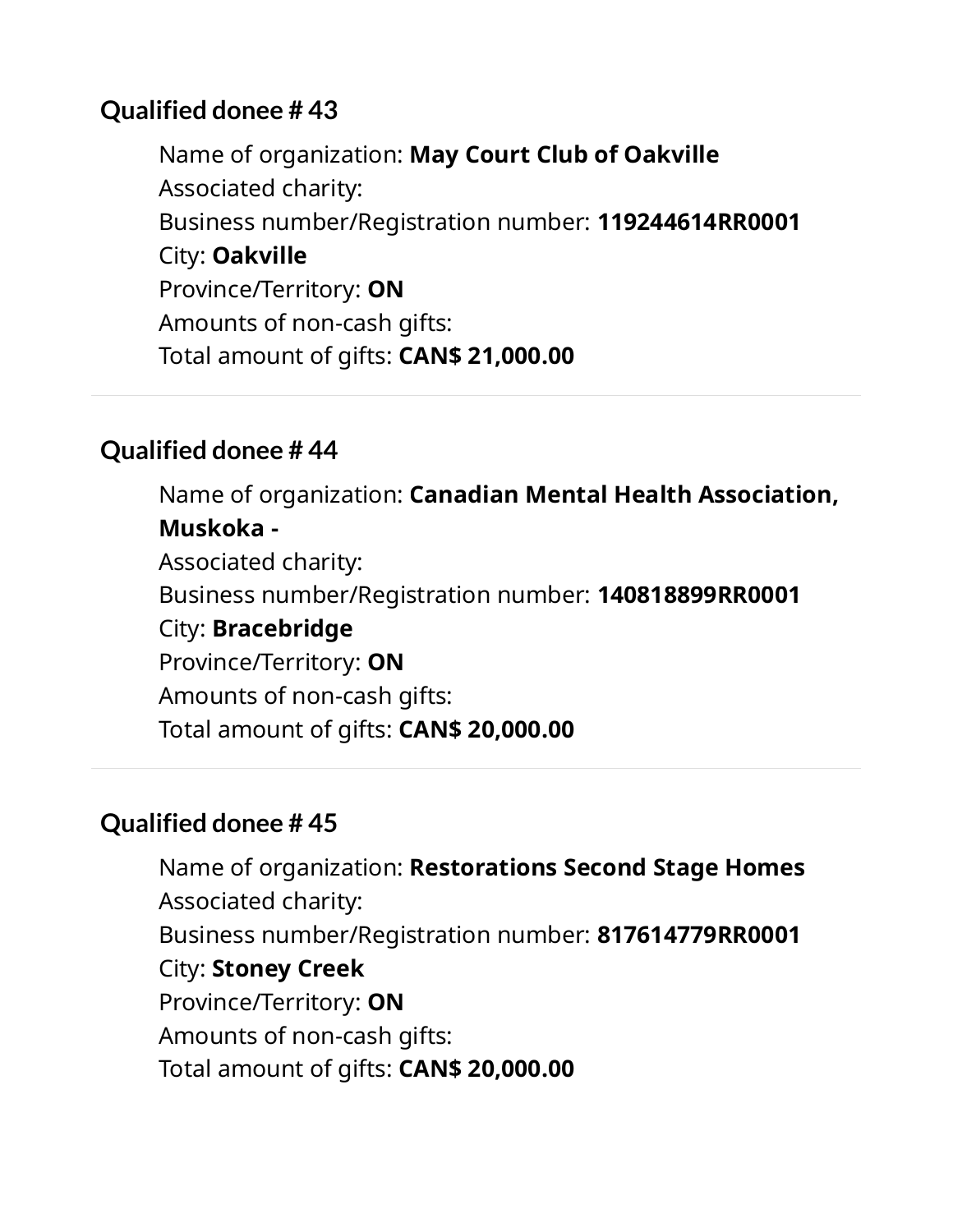### Qualified donee # 43

Name of organization: **May Court Club of Oakville**
Associated charity:
Business number/Registration number: **119244614RR0001**
City: **Oakville**
Province/Territory: **ON**
Amounts of non-cash gifts:
Total amount of gifts: **CAN$ 21,000.00**

---

### Qualified donee # 44

Name of organization: **Canadian Mental Health Association, Muskoka -**
Associated charity:
Business number/Registration number: **140818899RR0001**
City: **Bracebridge**
Province/Territory: **ON**
Amounts of non-cash gifts:
Total amount of gifts: **CAN$ 20,000.00**

---

### Qualified donee # 45

Name of organization: **Restorations Second Stage Homes**
Associated charity:
Business number/Registration number: **817614779RR0001**
City: **Stoney Creek**
Province/Territory: **ON**
Amounts of non-cash gifts:
Total amount of gifts: **CAN$ 20,000.00**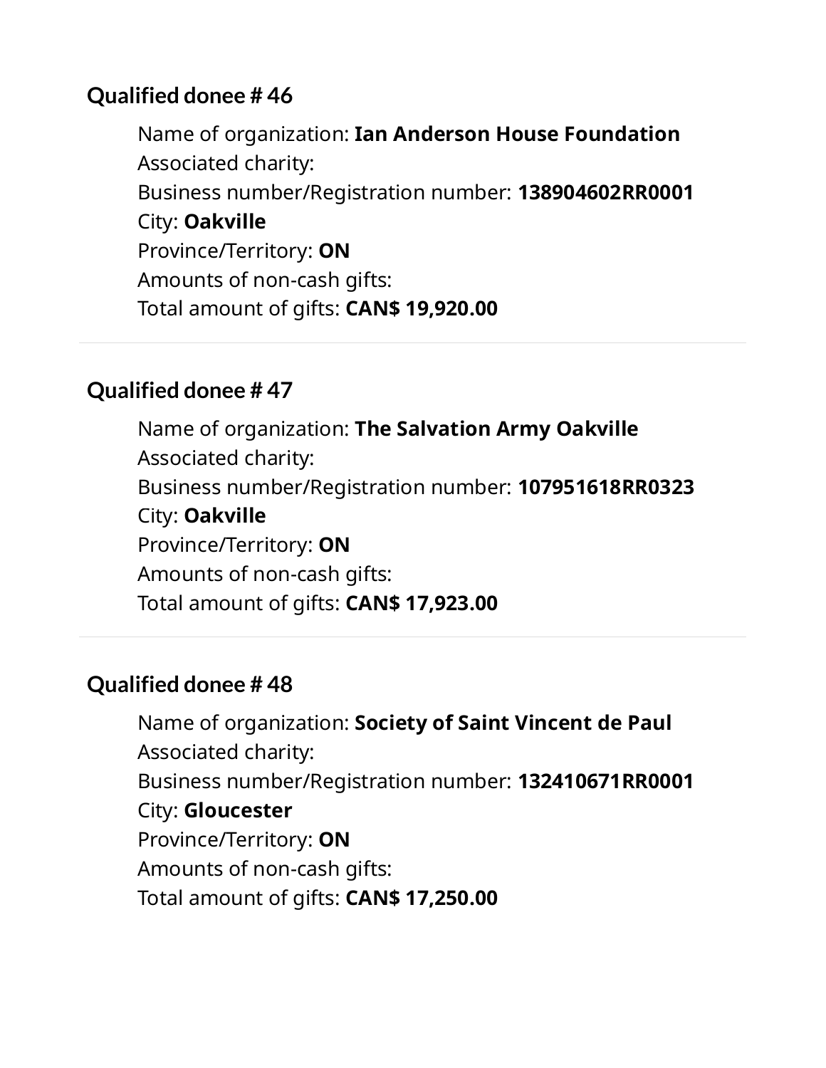### Qualified donee # 46

Name of organization: **Ian Anderson House Foundation**
Associated charity:
Business number/Registration number: **138904602RR0001**
City: **Oakville**
Province/Territory: **ON**
Amounts of non-cash gifts:
Total amount of gifts: **CAN$ 19,920.00**

---

### Qualified donee # 47

Name of organization: **The Salvation Army Oakville**
Associated charity:
Business number/Registration number: **107951618RR0323**
City: **Oakville**
Province/Territory: **ON**
Amounts of non-cash gifts:
Total amount of gifts: **CAN$ 17,923.00**

---

### Qualified donee # 48

Name of organization: **Society of Saint Vincent de Paul**
Associated charity:
Business number/Registration number: **132410671RR0001**
City: **Gloucester**
Province/Territory: **ON**
Amounts of non-cash gifts:
Total amount of gifts: **CAN$ 17,250.00**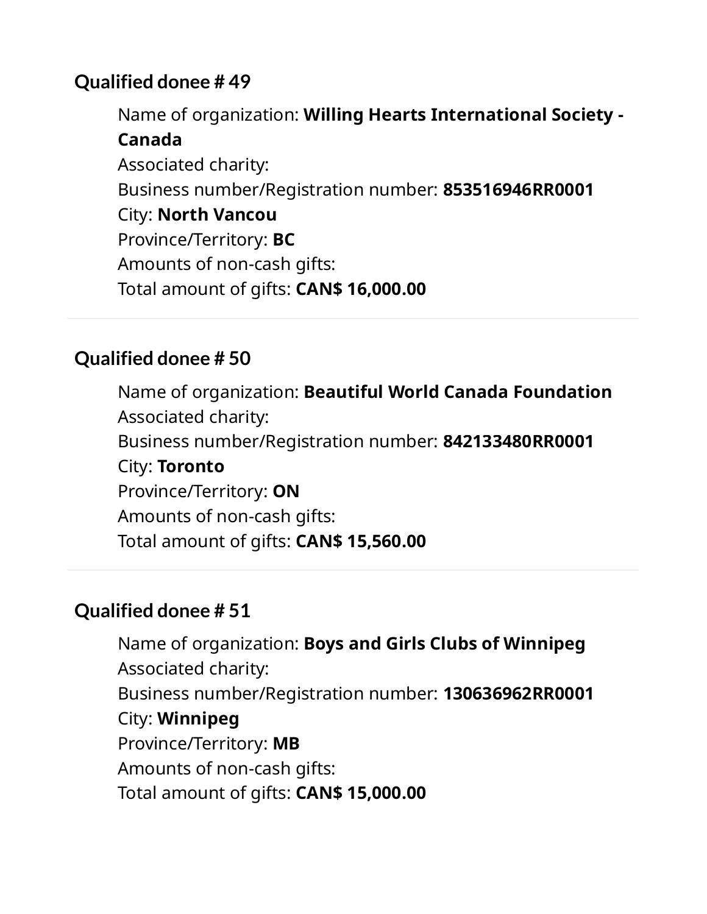### Qualified donee # 49

Name of organization: **Willing Hearts International Society - Canada**
Associated charity:
Business number/Registration number: **853516946RR0001**
City: **North Vancou**
Province/Territory: **BC**
Amounts of non-cash gifts:
Total amount of gifts: **CAN$ 16,000.00**

---

### Qualified donee # 50

Name of organization: **Beautiful World Canada Foundation**
Associated charity:
Business number/Registration number: **842133480RR0001**
City: **Toronto**
Province/Territory: **ON**
Amounts of non-cash gifts:
Total amount of gifts: **CAN$ 15,560.00**

---

### Qualified donee # 51

Name of organization: **Boys and Girls Clubs of Winnipeg**
Associated charity:
Business number/Registration number: **130636962RR0001**
City: **Winnipeg**
Province/Territory: **MB**
Amounts of non-cash gifts:
Total amount of gifts: **CAN$ 15,000.00**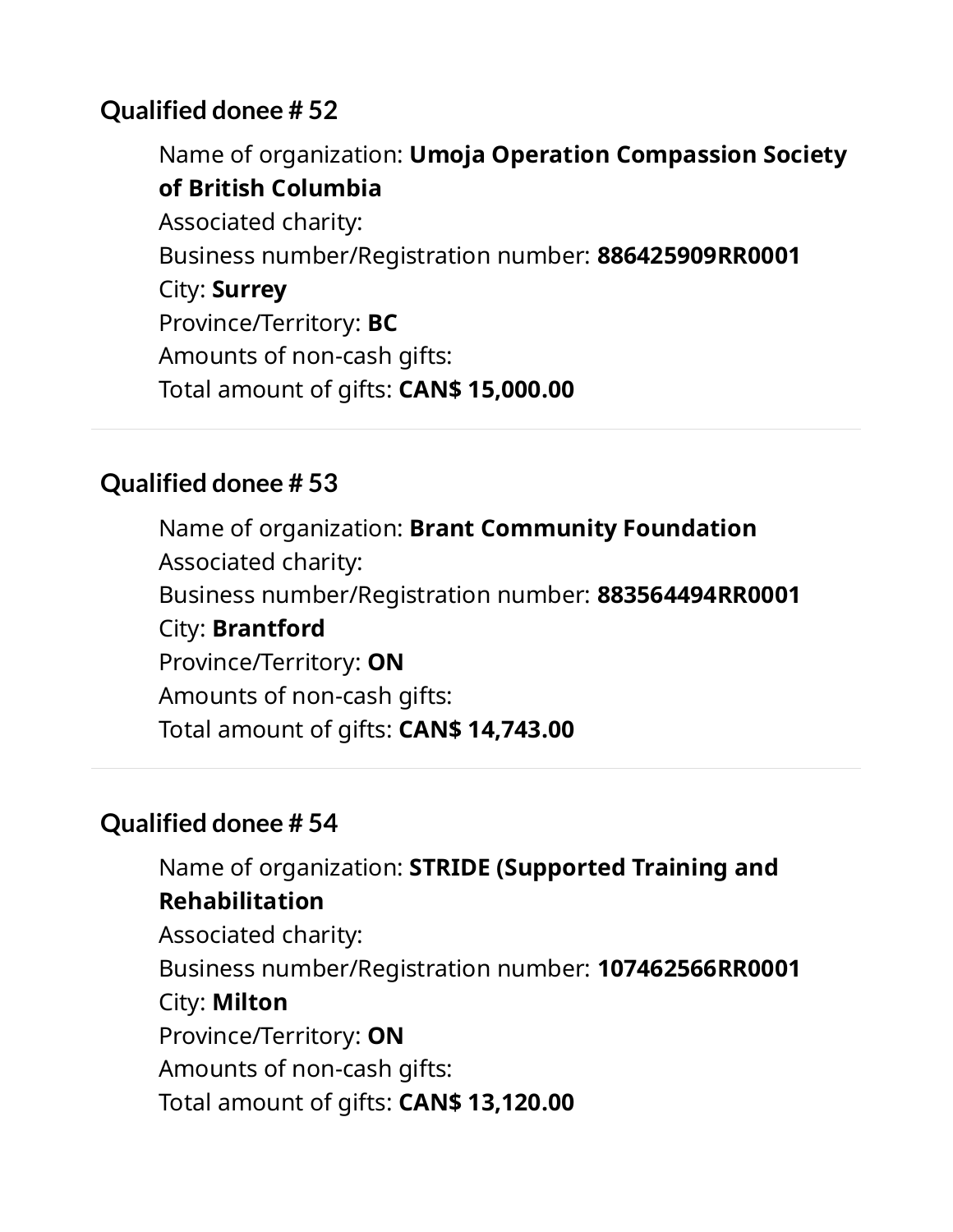### Qualified donee # 52

Name of organization: **Umoja Operation Compassion Society of British Columbia**
Associated charity:
Business number/Registration number: **886425909RR0001**
City: **Surrey**
Province/Territory: **BC**
Amounts of non-cash gifts:
Total amount of gifts: **CAN$ 15,000.00**

---

### Qualified donee # 53

Name of organization: **Brant Community Foundation**
Associated charity:
Business number/Registration number: **883564494RR0001**
City: **Brantford**
Province/Territory: **ON**
Amounts of non-cash gifts:
Total amount of gifts: **CAN$ 14,743.00**

---

### Qualified donee # 54

Name of organization: **STRIDE (Supported Training and Rehabilitation**
Associated charity:
Business number/Registration number: **107462566RR0001**
City: **Milton**
Province/Territory: **ON**
Amounts of non-cash gifts:
Total amount of gifts: **CAN$ 13,120.00**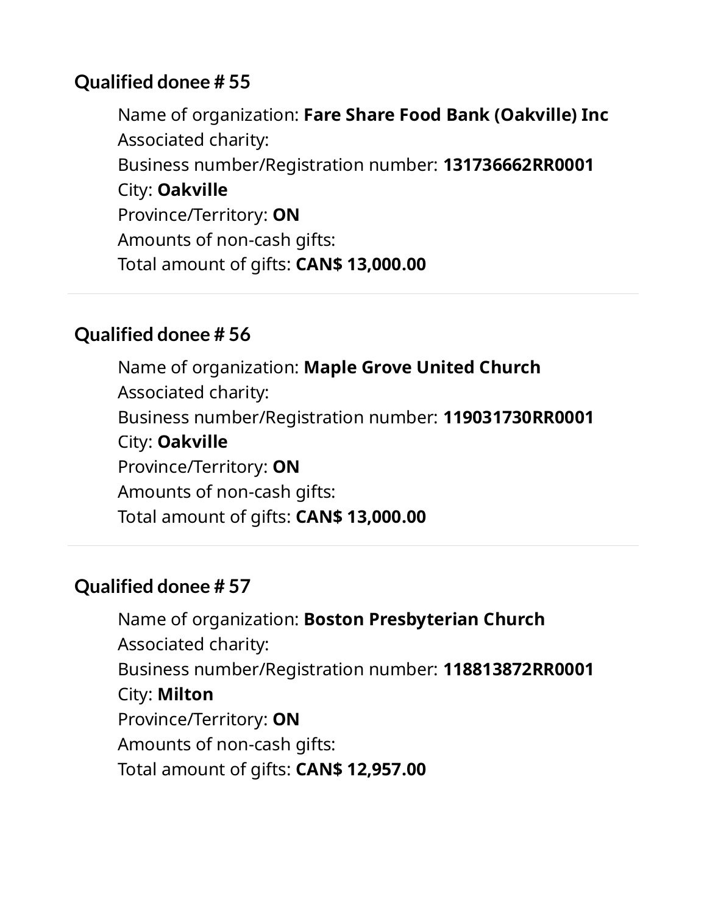### Qualified donee # 55

Name of organization: **Fare Share Food Bank (Oakville) Inc**
Associated charity:
Business number/Registration number: **131736662RR0001**
City: **Oakville**
Province/Territory: **ON**
Amounts of non-cash gifts:
Total amount of gifts: **CAN$ 13,000.00**

---

### Qualified donee # 56

Name of organization: **Maple Grove United Church**
Associated charity:
Business number/Registration number: **119031730RR0001**
City: **Oakville**
Province/Territory: **ON**
Amounts of non-cash gifts:
Total amount of gifts: **CAN$ 13,000.00**

---

### Qualified donee # 57

Name of organization: **Boston Presbyterian Church**
Associated charity:
Business number/Registration number: **118813872RR0001**
City: **Milton**
Province/Territory: **ON**
Amounts of non-cash gifts:
Total amount of gifts: **CAN$ 12,957.00**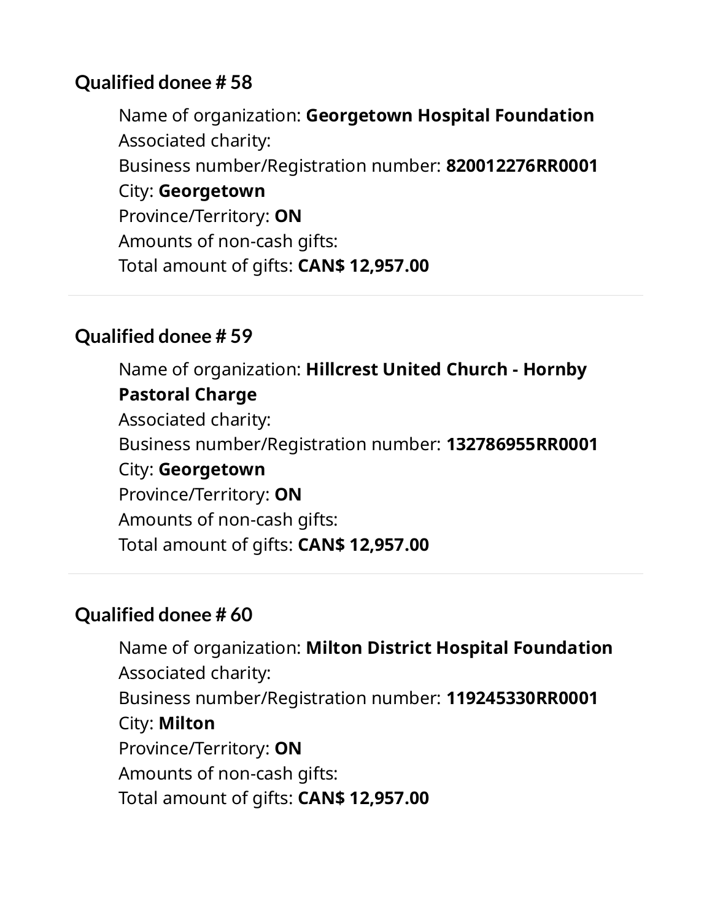### Qualified donee # 58

Name of organization: **Georgetown Hospital Foundation**
Associated charity:
Business number/Registration number: **820012276RR0001**
City: **Georgetown**
Province/Territory: **ON**
Amounts of non-cash gifts:
Total amount of gifts: **CAN$ 12,957.00**

---

### Qualified donee # 59

Name of organization: **Hillcrest United Church - Hornby Pastoral Charge**
Associated charity:
Business number/Registration number: **132786955RR0001**
City: **Georgetown**
Province/Territory: **ON**
Amounts of non-cash gifts:
Total amount of gifts: **CAN$ 12,957.00**

---

### Qualified donee # 60

Name of organization: **Milton District Hospital Foundation**
Associated charity:
Business number/Registration number: **119245330RR0001**
City: **Milton**
Province/Territory: **ON**
Amounts of non-cash gifts:
Total amount of gifts: **CAN$ 12,957.00**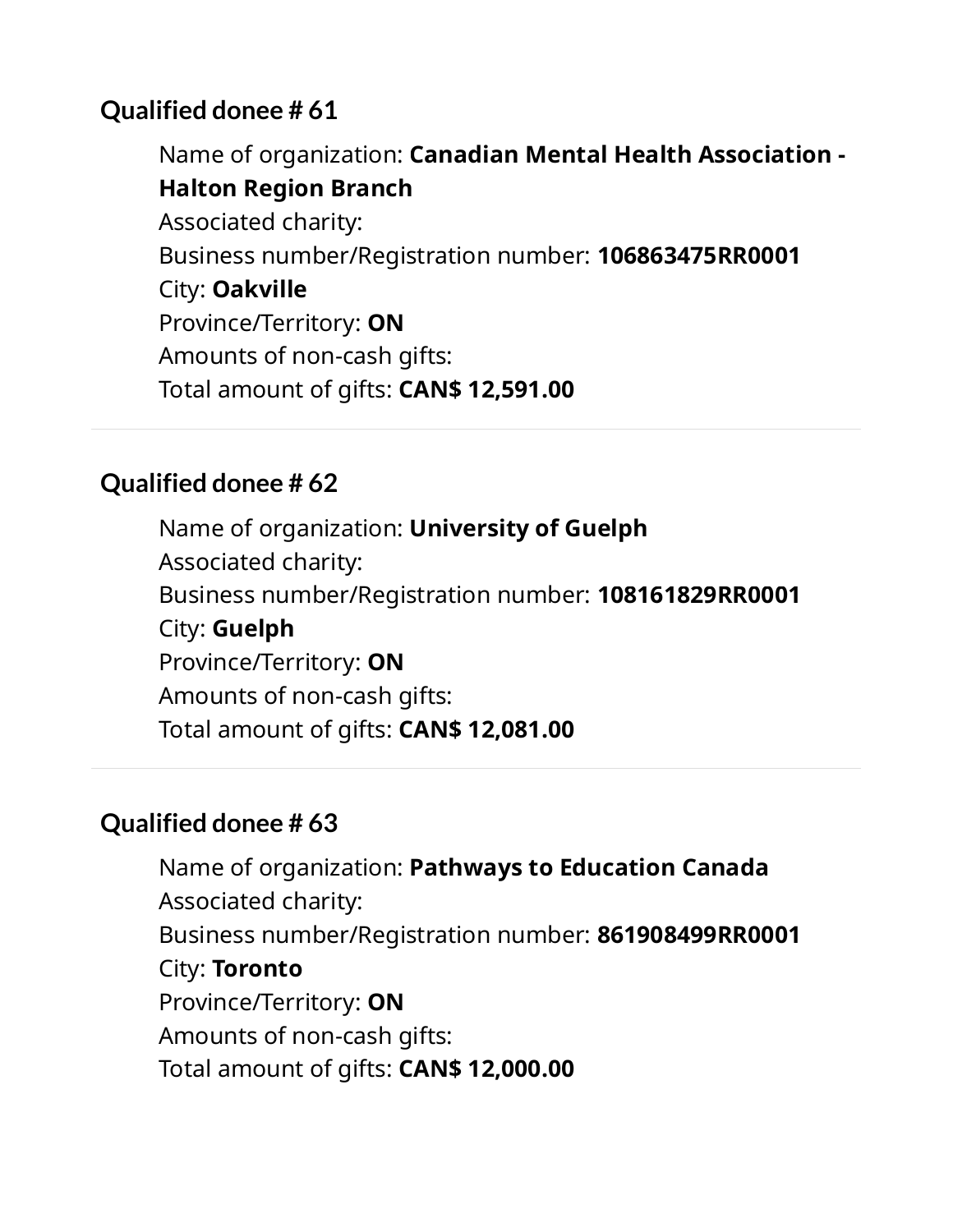### Qualified donee # 61

Name of organization: **Canadian Mental Health Association - Halton Region Branch**
Associated charity:
Business number/Registration number: **106863475RR0001**
City: **Oakville**
Province/Territory: **ON**
Amounts of non-cash gifts:
Total amount of gifts: **CAN$ 12,591.00**

---

### Qualified donee # 62

Name of organization: **University of Guelph**
Associated charity:
Business number/Registration number: **108161829RR0001**
City: **Guelph**
Province/Territory: **ON**
Amounts of non-cash gifts:
Total amount of gifts: **CAN$ 12,081.00**

---

### Qualified donee # 63

Name of organization: **Pathways to Education Canada**
Associated charity:
Business number/Registration number: **861908499RR0001**
City: **Toronto**
Province/Territory: **ON**
Amounts of non-cash gifts:
Total amount of gifts: **CAN$ 12,000.00**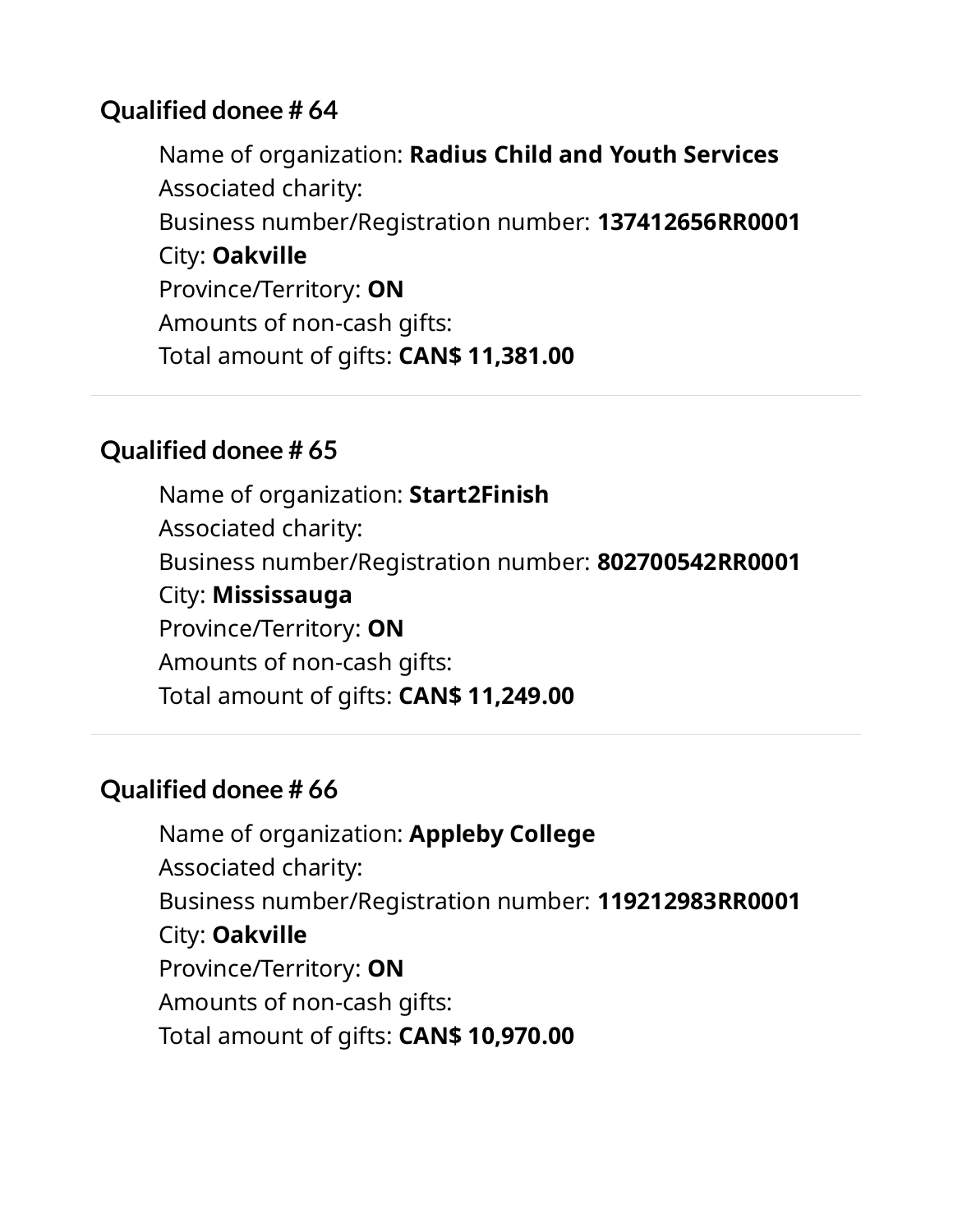### Qualified donee # 64

Name of organization: **Radius Child and Youth Services**
Associated charity:
Business number/Registration number: **137412656RR0001**
City: **Oakville**
Province/Territory: **ON**
Amounts of non-cash gifts:
Total amount of gifts: **CAN$ 11,381.00**

---

### Qualified donee # 65

Name of organization: **Start2Finish**
Associated charity:
Business number/Registration number: **802700542RR0001**
City: **Mississauga**
Province/Territory: **ON**
Amounts of non-cash gifts:
Total amount of gifts: **CAN$ 11,249.00**

---

### Qualified donee # 66

Name of organization: **Appleby College**
Associated charity:
Business number/Registration number: **119212983RR0001**
City: **Oakville**
Province/Territory: **ON**
Amounts of non-cash gifts:
Total amount of gifts: **CAN$ 10,970.00**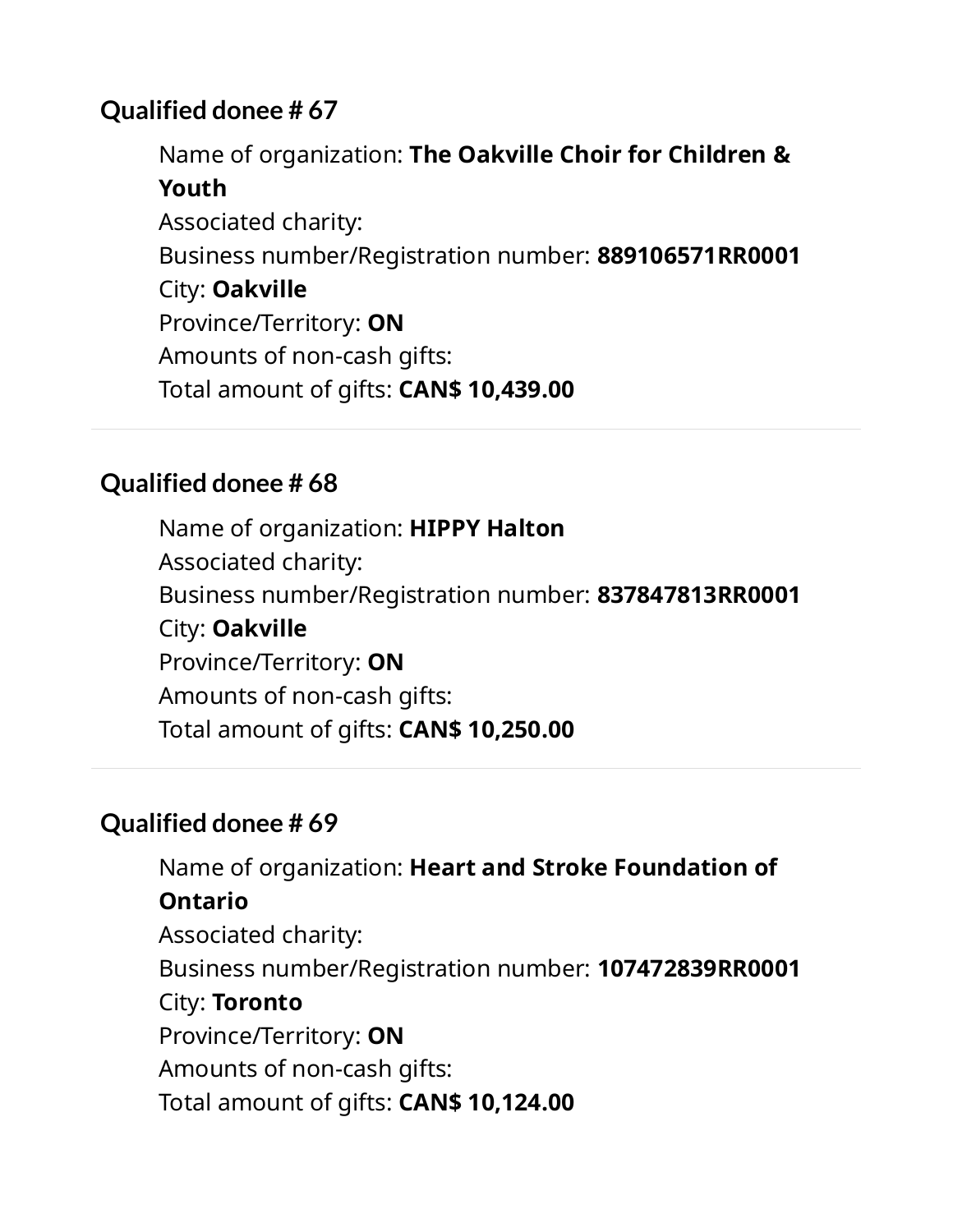## Qualified donee # 67

Name of organization: **The Oakville Choir for Children & Youth**
Associated charity:
Business number/Registration number: **889106571RR0001**
City: **Oakville**
Province/Territory: **ON**
Amounts of non-cash gifts:
Total amount of gifts: **CAN$ 10,439.00**

---

## Qualified donee # 68

Name of organization: **HIPPY Halton**
Associated charity:
Business number/Registration number: **837847813RR0001**
City: **Oakville**
Province/Territory: **ON**
Amounts of non-cash gifts:
Total amount of gifts: **CAN$ 10,250.00**

---

## Qualified donee # 69

Name of organization: **Heart and Stroke Foundation of Ontario**
Associated charity:
Business number/Registration number: **107472839RR0001**
City: **Toronto**
Province/Territory: **ON**
Amounts of non-cash gifts:
Total amount of gifts: **CAN$ 10,124.00**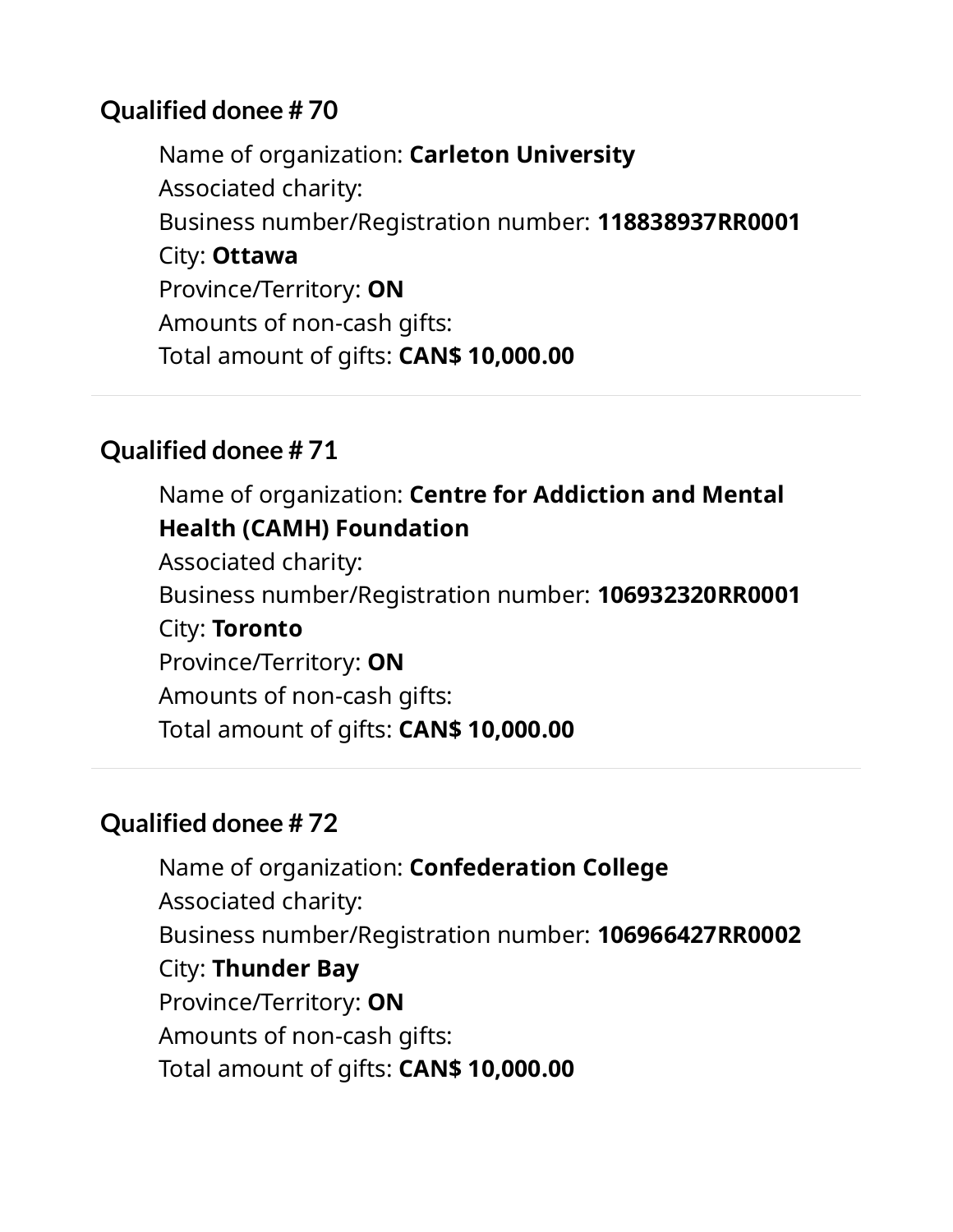## Qualified donee # 70

Name of organization: **Carleton University**
Associated charity:
Business number/Registration number: **118838937RR0001**
City: **Ottawa**
Province/Territory: **ON**
Amounts of non-cash gifts:
Total amount of gifts: **CAN$ 10,000.00**

---

## Qualified donee # 71

Name of organization: **Centre for Addiction and Mental Health (CAMH) Foundation**
Associated charity:
Business number/Registration number: **106932320RR0001**
City: **Toronto**
Province/Territory: **ON**
Amounts of non-cash gifts:
Total amount of gifts: **CAN$ 10,000.00**

---

## Qualified donee # 72

Name of organization: **Confederation College**
Associated charity:
Business number/Registration number: **106966427RR0002**
City: **Thunder Bay**
Province/Territory: **ON**
Amounts of non-cash gifts:
Total amount of gifts: **CAN$ 10,000.00**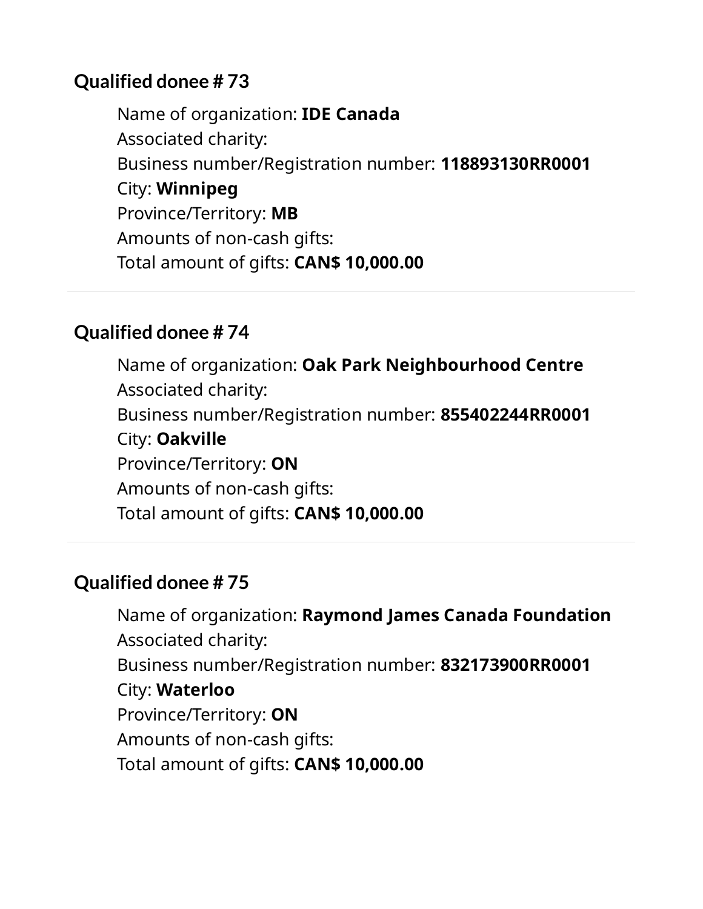### Qualified donee # 73

Name of organization: **IDE Canada**
Associated charity:
Business number/Registration number: **118893130RR0001**
City: **Winnipeg**
Province/Territory: **MB**
Amounts of non-cash gifts:
Total amount of gifts: **CAN$ 10,000.00**

---

### Qualified donee # 74

Name of organization: **Oak Park Neighbourhood Centre**
Associated charity:
Business number/Registration number: **855402244RR0001**
City: **Oakville**
Province/Territory: **ON**
Amounts of non-cash gifts:
Total amount of gifts: **CAN$ 10,000.00**

---

### Qualified donee # 75

Name of organization: **Raymond James Canada Foundation**
Associated charity:
Business number/Registration number: **832173900RR0001**
City: **Waterloo**
Province/Territory: **ON**
Amounts of non-cash gifts:
Total amount of gifts: **CAN$ 10,000.00**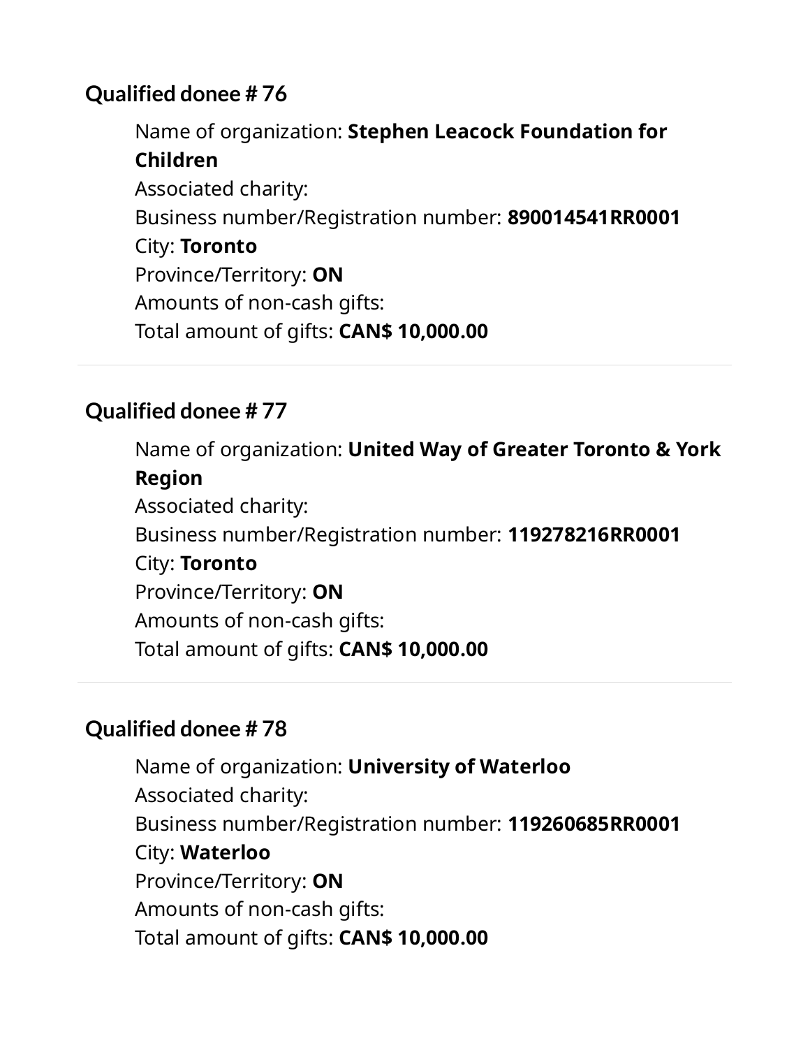### Qualified donee # 76

Name of organization: **Stephen Leacock Foundation for Children**
Associated charity:
Business number/Registration number: **890014541RR0001**
City: **Toronto**
Province/Territory: **ON**
Amounts of non-cash gifts:
Total amount of gifts: **CAN$ 10,000.00**

---

### Qualified donee # 77

Name of organization: **United Way of Greater Toronto & York Region**
Associated charity:
Business number/Registration number: **119278216RR0001**
City: **Toronto**
Province/Territory: **ON**
Amounts of non-cash gifts:
Total amount of gifts: **CAN$ 10,000.00**

---

### Qualified donee # 78

Name of organization: **University of Waterloo**
Associated charity:
Business number/Registration number: **119260685RR0001**
City: **Waterloo**
Province/Territory: **ON**
Amounts of non-cash gifts:
Total amount of gifts: **CAN$ 10,000.00**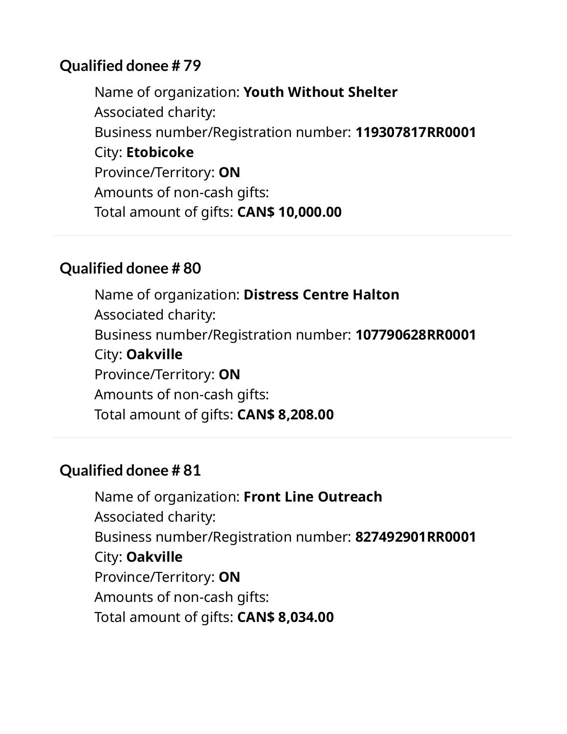### Qualified donee # 79

Name of organization: **Youth Without Shelter**
Associated charity:
Business number/Registration number: **119307817RR0001**
City: **Etobicoke**
Province/Territory: **ON**
Amounts of non-cash gifts:
Total amount of gifts: **CAN$ 10,000.00**

---

### Qualified donee # 80

Name of organization: **Distress Centre Halton**
Associated charity:
Business number/Registration number: **107790628RR0001**
City: **Oakville**
Province/Territory: **ON**
Amounts of non-cash gifts:
Total amount of gifts: **CAN$ 8,208.00**

---

### Qualified donee # 81

Name of organization: **Front Line Outreach**
Associated charity:
Business number/Registration number: **827492901RR0001**
City: **Oakville**
Province/Territory: **ON**
Amounts of non-cash gifts:
Total amount of gifts: **CAN$ 8,034.00**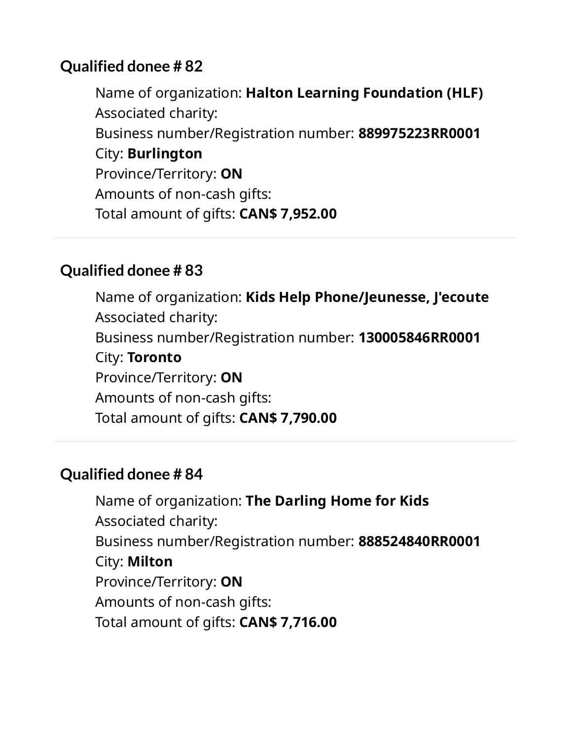### Qualified donee # 82

Name of organization: **Halton Learning Foundation (HLF)**
Associated charity:
Business number/Registration number: **889975223RR0001**
City: **Burlington**
Province/Territory: **ON**
Amounts of non-cash gifts:
Total amount of gifts: **CAN$ 7,952.00**

---

### Qualified donee # 83

Name of organization: **Kids Help Phone/Jeunesse, J'ecoute**
Associated charity:
Business number/Registration number: **130005846RR0001**
City: **Toronto**
Province/Territory: **ON**
Amounts of non-cash gifts:
Total amount of gifts: **CAN$ 7,790.00**

---

### Qualified donee # 84

Name of organization: **The Darling Home for Kids**
Associated charity:
Business number/Registration number: **888524840RR0001**
City: **Milton**
Province/Territory: **ON**
Amounts of non-cash gifts:
Total amount of gifts: **CAN$ 7,716.00**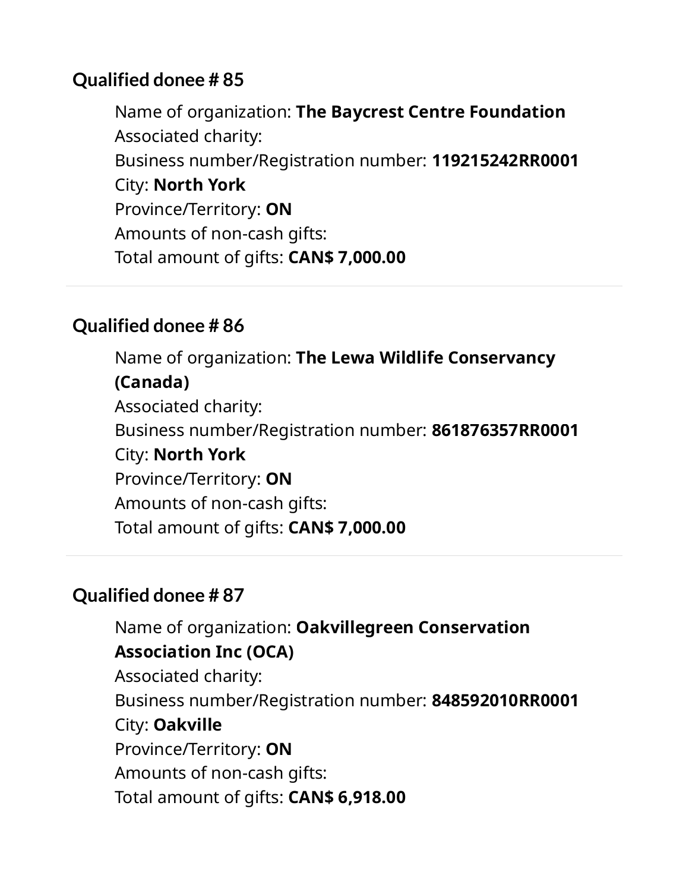### Qualified donee # 85

Name of organization: **The Baycrest Centre Foundation**
Associated charity:
Business number/Registration number: **119215242RR0001**
City: **North York**
Province/Territory: **ON**
Amounts of non-cash gifts:
Total amount of gifts: **CAN$ 7,000.00**

---

### Qualified donee # 86

Name of organization: **The Lewa Wildlife Conservancy (Canada)**
Associated charity:
Business number/Registration number: **861876357RR0001**
City: **North York**
Province/Territory: **ON**
Amounts of non-cash gifts:
Total amount of gifts: **CAN$ 7,000.00**

---

### Qualified donee # 87

Name of organization: **Oakvillegreen Conservation Association Inc (OCA)**
Associated charity:
Business number/Registration number: **848592010RR0001**
City: **Oakville**
Province/Territory: **ON**
Amounts of non-cash gifts:
Total amount of gifts: **CAN$ 6,918.00**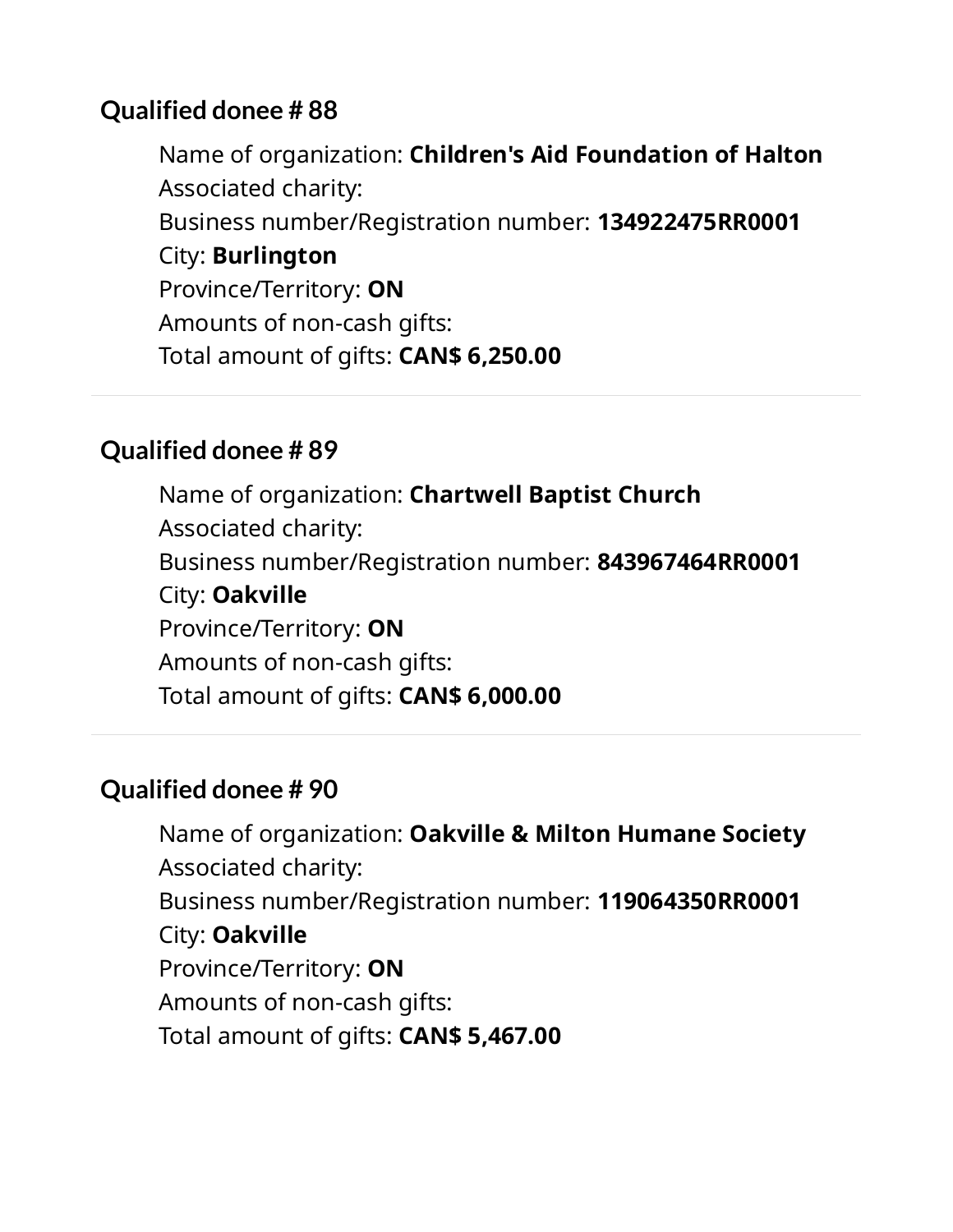### Qualified donee # 88

Name of organization: **Children's Aid Foundation of Halton**
Associated charity:
Business number/Registration number: **134922475RR0001**
City: **Burlington**
Province/Territory: **ON**
Amounts of non-cash gifts:
Total amount of gifts: **CAN$ 6,250.00**

---

### Qualified donee # 89

Name of organization: **Chartwell Baptist Church**
Associated charity:
Business number/Registration number: **843967464RR0001**
City: **Oakville**
Province/Territory: **ON**
Amounts of non-cash gifts:
Total amount of gifts: **CAN$ 6,000.00**

---

### Qualified donee # 90

Name of organization: **Oakville & Milton Humane Society**
Associated charity:
Business number/Registration number: **119064350RR0001**
City: **Oakville**
Province/Territory: **ON**
Amounts of non-cash gifts:
Total amount of gifts: **CAN$ 5,467.00**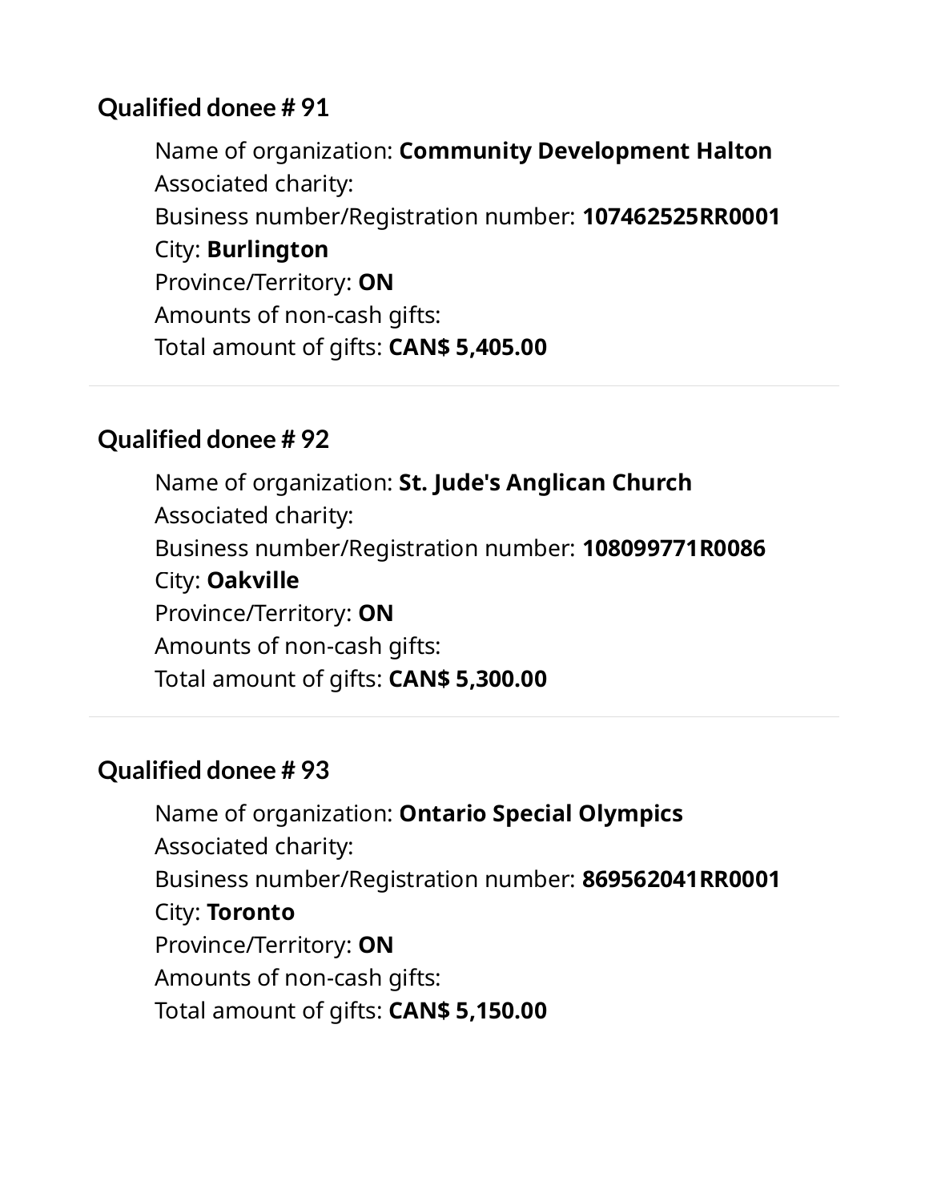### Qualified donee # 91

Name of organization: **Community Development Halton**
Associated charity:
Business number/Registration number: **107462525RR0001**
City: **Burlington**
Province/Territory: **ON**
Amounts of non-cash gifts:
Total amount of gifts: **CAN$ 5,405.00**

---

### Qualified donee # 92

Name of organization: **St. Jude's Anglican Church**
Associated charity:
Business number/Registration number: **108099771R0086**
City: **Oakville**
Province/Territory: **ON**
Amounts of non-cash gifts:
Total amount of gifts: **CAN$ 5,300.00**

---

### Qualified donee # 93

Name of organization: **Ontario Special Olympics**
Associated charity:
Business number/Registration number: **869562041RR0001**
City: **Toronto**
Province/Territory: **ON**
Amounts of non-cash gifts:
Total amount of gifts: **CAN$ 5,150.00**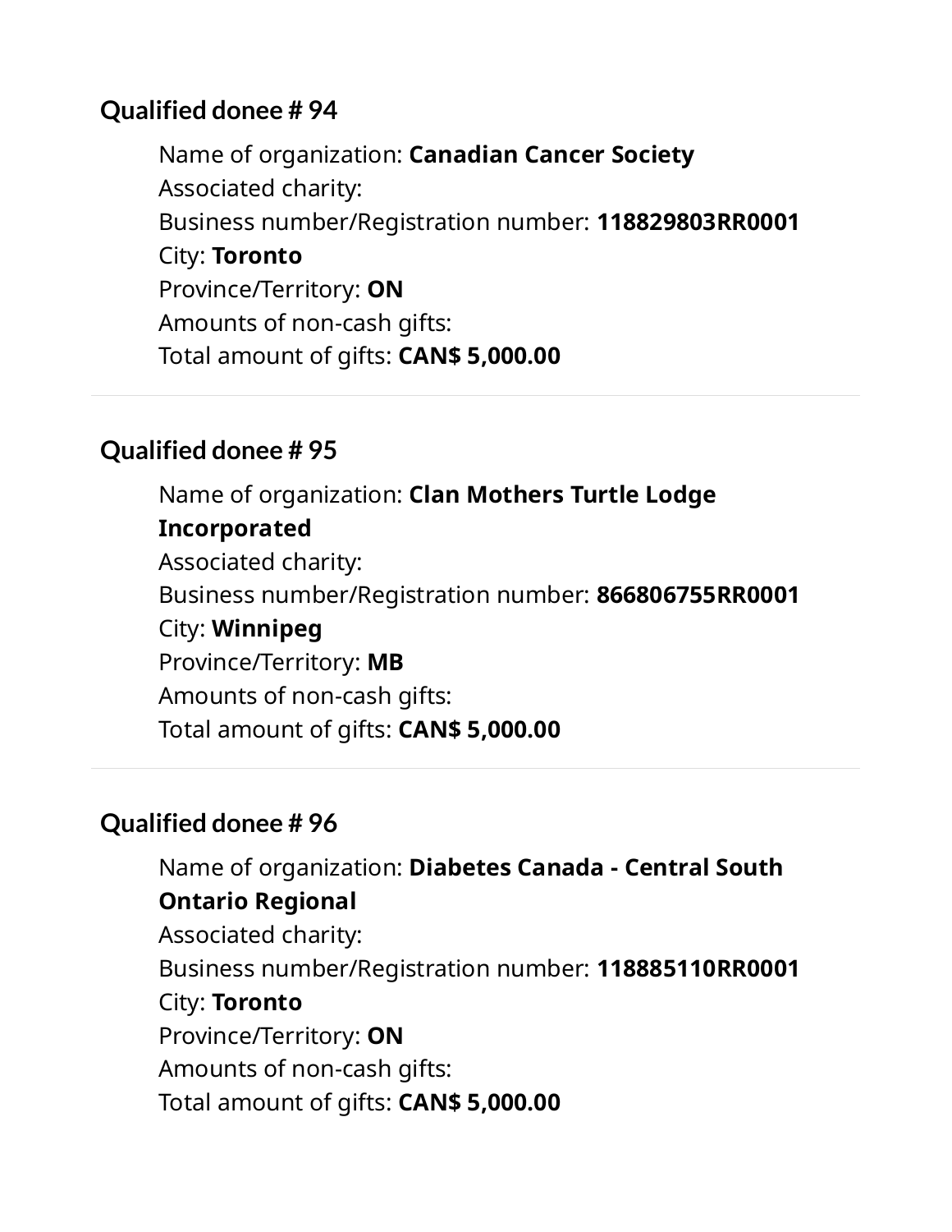### Qualified donee # 94

Name of organization: **Canadian Cancer Society**
Associated charity:
Business number/Registration number: **118829803RR0001**
City: **Toronto**
Province/Territory: **ON**
Amounts of non-cash gifts:
Total amount of gifts: **CAN$ 5,000.00**

---

### Qualified donee # 95

Name of organization: **Clan Mothers Turtle Lodge Incorporated**
Associated charity:
Business number/Registration number: **866806755RR0001**
City: **Winnipeg**
Province/Territory: **MB**
Amounts of non-cash gifts:
Total amount of gifts: **CAN$ 5,000.00**

---

### Qualified donee # 96

Name of organization: **Diabetes Canada - Central South Ontario Regional**
Associated charity:
Business number/Registration number: **118885110RR0001**
City: **Toronto**
Province/Territory: **ON**
Amounts of non-cash gifts:
Total amount of gifts: **CAN$ 5,000.00**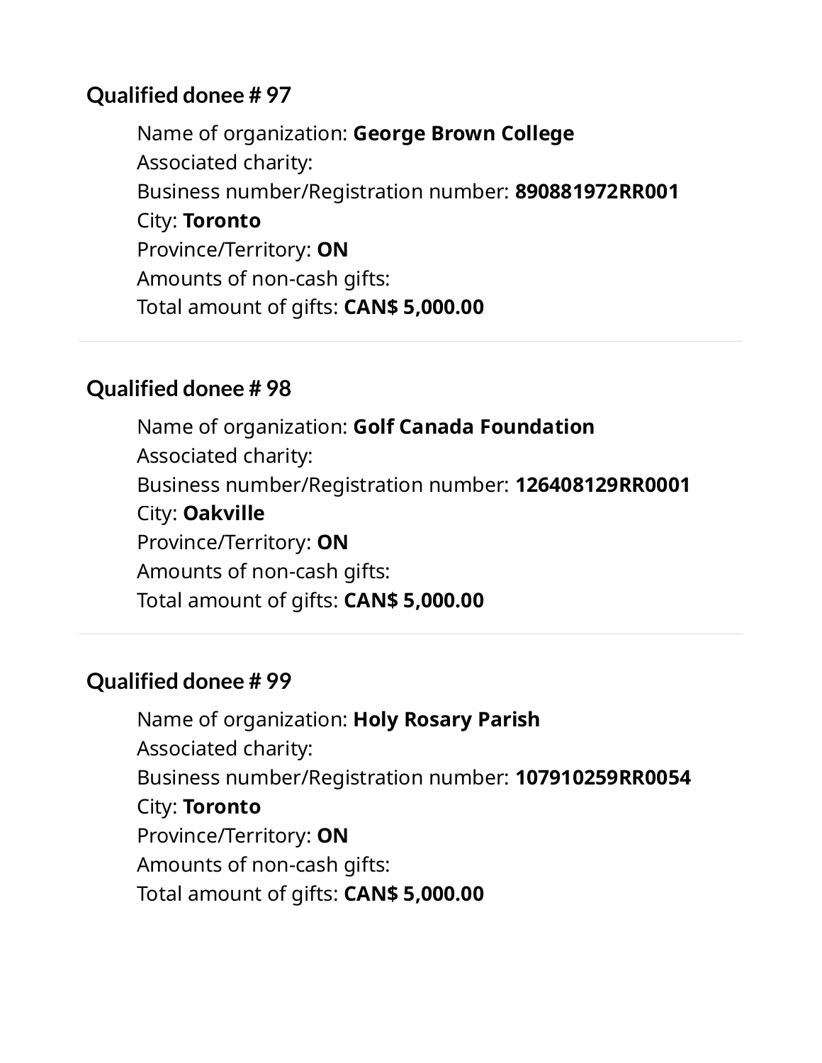### Qualified donee # 97

Name of organization: **George Brown College**
Associated charity:
Business number/Registration number: **890881972RR001**
City: **Toronto**
Province/Territory: **ON**
Amounts of non-cash gifts:
Total amount of gifts: **CAN$ 5,000.00**

---

### Qualified donee # 98

Name of organization: **Golf Canada Foundation**
Associated charity:
Business number/Registration number: **126408129RR0001**
City: **Oakville**
Province/Territory: **ON**
Amounts of non-cash gifts:
Total amount of gifts: **CAN$ 5,000.00**

---

### Qualified donee # 99

Name of organization: **Holy Rosary Parish**
Associated charity:
Business number/Registration number: **107910259RR0054**
City: **Toronto**
Province/Territory: **ON**
Amounts of non-cash gifts:
Total amount of gifts: **CAN$ 5,000.00**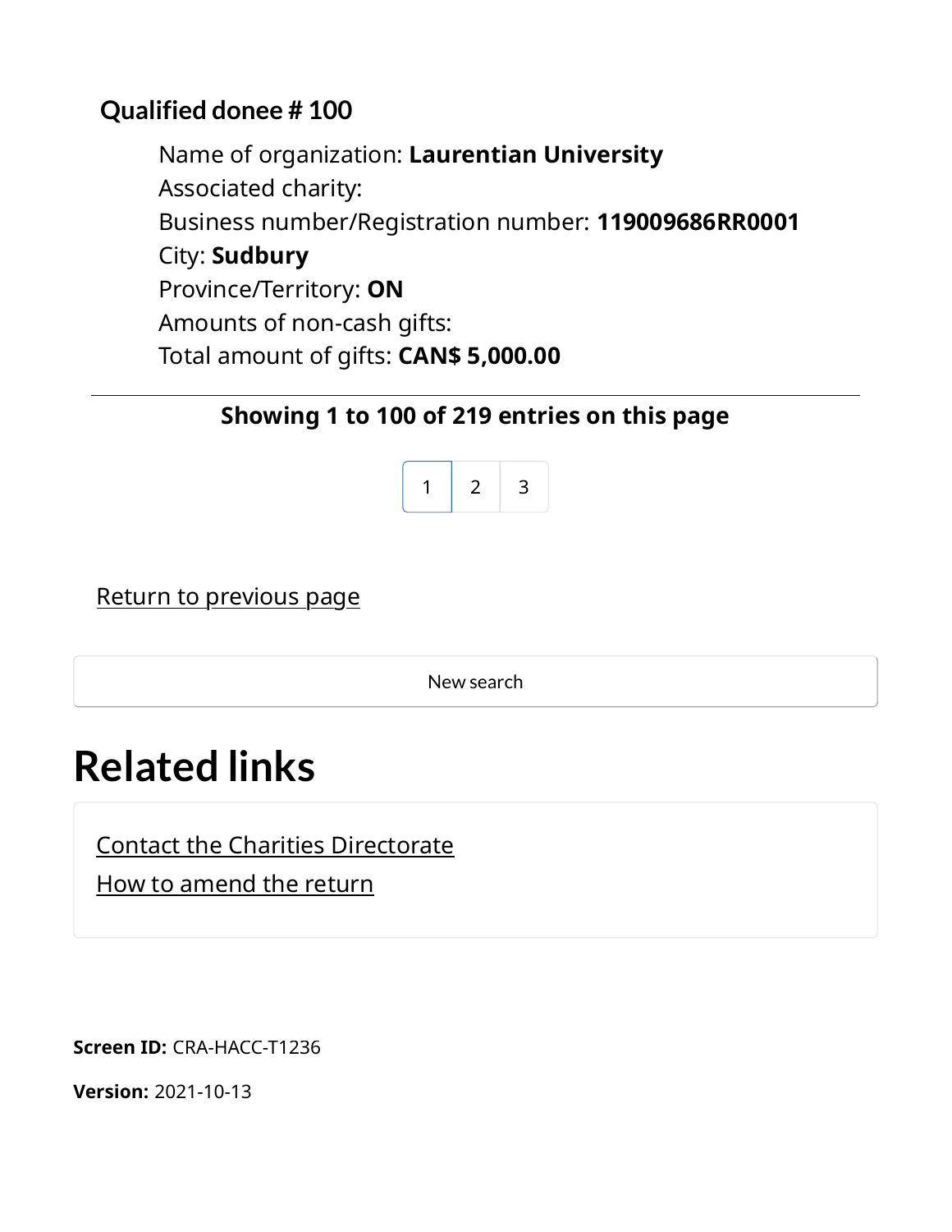### Qualified donee # 100

Name of organization: **Laurentian University**
Associated charity:
Business number/Registration number: **119009686RR0001**
City: **Sudbury**
Province/Territory: **ON**
Amounts of non-cash gifts:
Total amount of gifts: **CAN$ 5,000.00**

---

**Showing 1 to 100 of 219 entries on this page**

1 2 3

Return to previous page

New search

# Related links

Contact the Charities Directorate
How to amend the return

**Screen ID:** CRA-HACC-T1236

**Version:** 2021-10-13